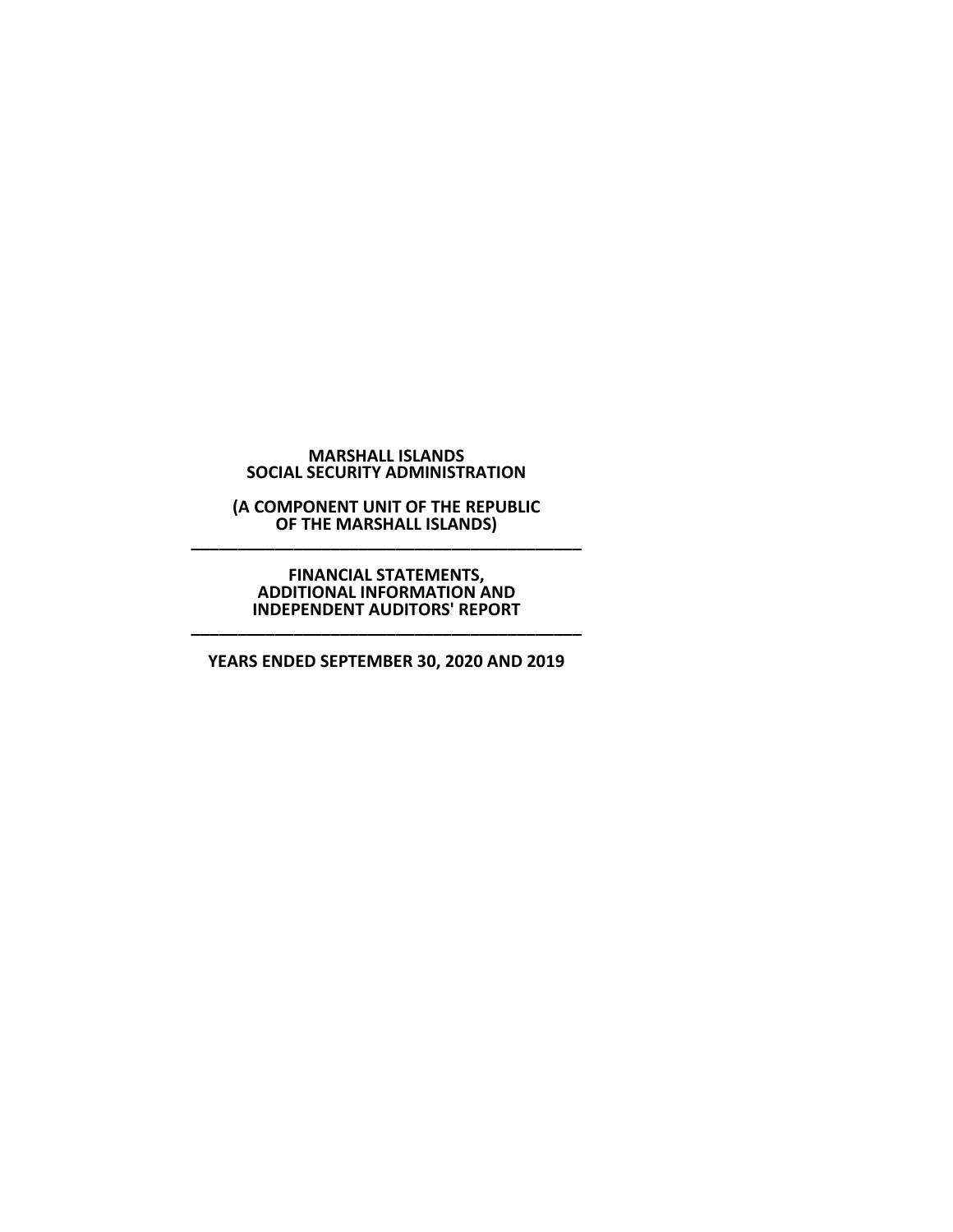**MARSHALL ISLANDS**
**SOCIAL SECURITY ADMINISTRATION**

**(A COMPONENT UNIT OF THE REPUBLIC OF THE MARSHALL ISLANDS)**

---

**FINANCIAL STATEMENTS,**
**ADDITIONAL INFORMATION AND**
**INDEPENDENT AUDITORS' REPORT**

---

**YEARS ENDED SEPTEMBER 30, 2020 AND 2019**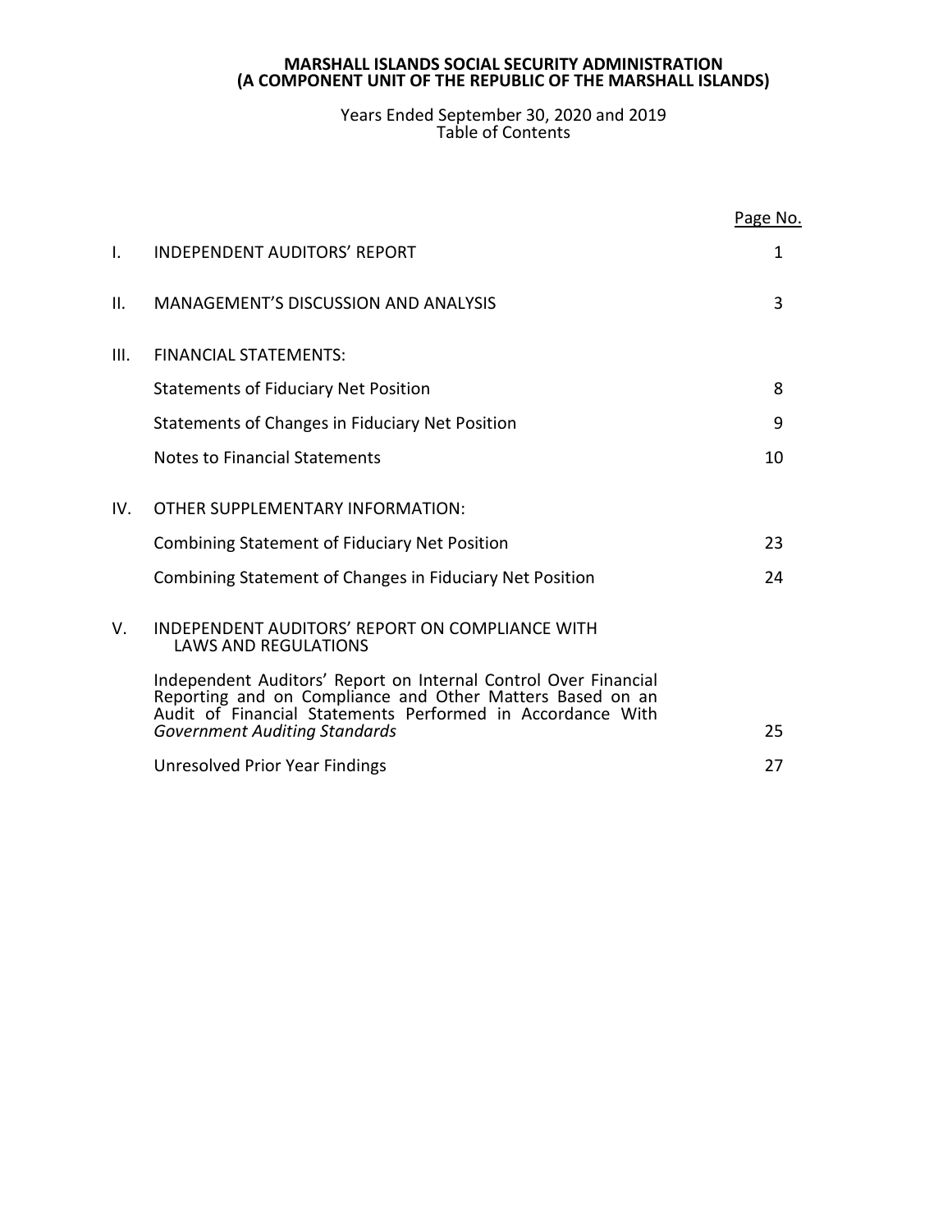# MARSHALL ISLANDS SOCIAL SECURITY ADMINISTRATION
# (A COMPONENT UNIT OF THE REPUBLIC OF THE MARSHALL ISLANDS)

Years Ended September 30, 2020 and 2019
Table of Contents

| | | Page No. |
|---|---|---|
| I. | INDEPENDENT AUDITORS' REPORT | 1 |
| II. | MANAGEMENT'S DISCUSSION AND ANALYSIS | 3 |
| III. | FINANCIAL STATEMENTS: | |
| | Statements of Fiduciary Net Position | 8 |
| | Statements of Changes in Fiduciary Net Position | 9 |
| | Notes to Financial Statements | 10 |
| IV. | OTHER SUPPLEMENTARY INFORMATION: | |
| | Combining Statement of Fiduciary Net Position | 23 |
| | Combining Statement of Changes in Fiduciary Net Position | 24 |
| V. | INDEPENDENT AUDITORS' REPORT ON COMPLIANCE WITH LAWS AND REGULATIONS | |
| | Independent Auditors' Report on Internal Control Over Financial Reporting and on Compliance and Other Matters Based on an Audit of Financial Statements Performed in Accordance With *Government Auditing Standards* | 25 |
| | Unresolved Prior Year Findings | 27 |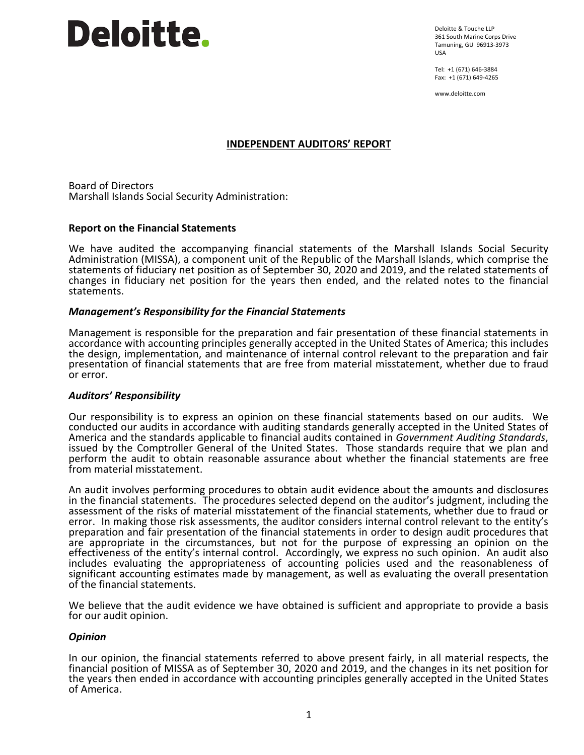Deloitte.

Deloitte & Touche LLP
361 South Marine Corps Drive
Tamuning, GU 96913-3973
USA

Tel: +1 (671) 646-3884
Fax: +1 (671) 649-4265

www.deloitte.com

## INDEPENDENT AUDITORS' REPORT

Board of Directors
Marshall Islands Social Security Administration:

### Report on the Financial Statements

We have audited the accompanying financial statements of the Marshall Islands Social Security Administration (MISSA), a component unit of the Republic of the Marshall Islands, which comprise the statements of fiduciary net position as of September 30, 2020 and 2019, and the related statements of changes in fiduciary net position for the years then ended, and the related notes to the financial statements.

#### *Management's Responsibility for the Financial Statements*

Management is responsible for the preparation and fair presentation of these financial statements in accordance with accounting principles generally accepted in the United States of America; this includes the design, implementation, and maintenance of internal control relevant to the preparation and fair presentation of financial statements that are free from material misstatement, whether due to fraud or error.

#### *Auditors' Responsibility*

Our responsibility is to express an opinion on these financial statements based on our audits. We conducted our audits in accordance with auditing standards generally accepted in the United States of America and the standards applicable to financial audits contained in *Government Auditing Standards*, issued by the Comptroller General of the United States. Those standards require that we plan and perform the audit to obtain reasonable assurance about whether the financial statements are free from material misstatement.

An audit involves performing procedures to obtain audit evidence about the amounts and disclosures in the financial statements. The procedures selected depend on the auditor's judgment, including the assessment of the risks of material misstatement of the financial statements, whether due to fraud or error. In making those risk assessments, the auditor considers internal control relevant to the entity's preparation and fair presentation of the financial statements in order to design audit procedures that are appropriate in the circumstances, but not for the purpose of expressing an opinion on the effectiveness of the entity's internal control. Accordingly, we express no such opinion. An audit also includes evaluating the appropriateness of accounting policies used and the reasonableness of significant accounting estimates made by management, as well as evaluating the overall presentation of the financial statements.

We believe that the audit evidence we have obtained is sufficient and appropriate to provide a basis for our audit opinion.

#### *Opinion*

In our opinion, the financial statements referred to above present fairly, in all material respects, the financial position of MISSA as of September 30, 2020 and 2019, and the changes in its net position for the years then ended in accordance with accounting principles generally accepted in the United States of America.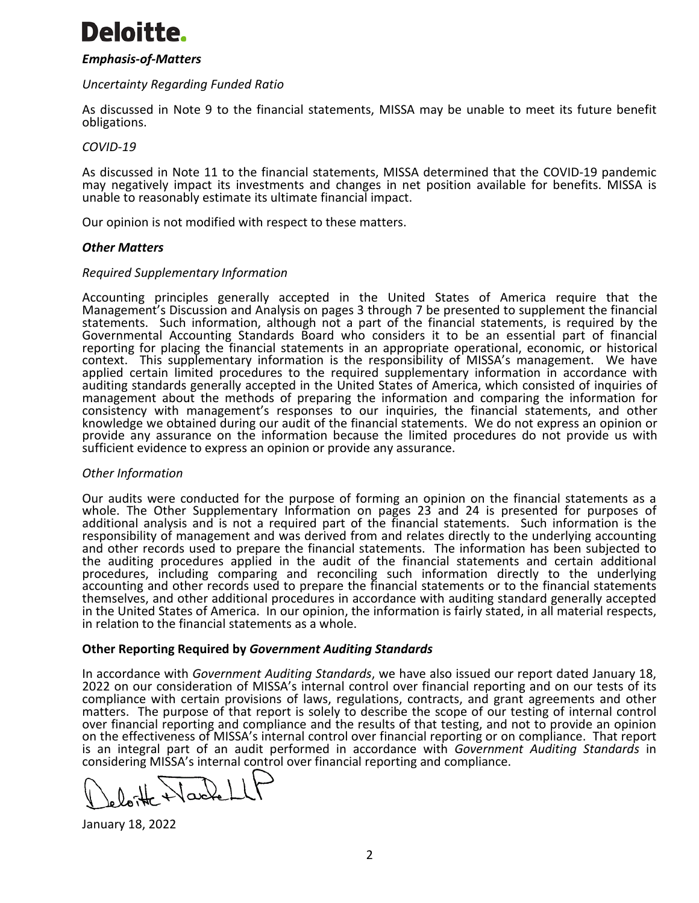*Emphasis-of-Matters*

*Uncertainty Regarding Funded Ratio*

As discussed in Note 9 to the financial statements, MISSA may be unable to meet its future benefit obligations.

*COVID-19*

As discussed in Note 11 to the financial statements, MISSA determined that the COVID-19 pandemic may negatively impact its investments and changes in net position available for benefits. MISSA is unable to reasonably estimate its ultimate financial impact.

Our opinion is not modified with respect to these matters.

***Other Matters***

*Required Supplementary Information*

Accounting principles generally accepted in the United States of America require that the Management's Discussion and Analysis on pages 3 through 7 be presented to supplement the financial statements. Such information, although not a part of the financial statements, is required by the Governmental Accounting Standards Board who considers it to be an essential part of financial reporting for placing the financial statements in an appropriate operational, economic, or historical context. This supplementary information is the responsibility of MISSA's management. We have applied certain limited procedures to the required supplementary information in accordance with auditing standards generally accepted in the United States of America, which consisted of inquiries of management about the methods of preparing the information and comparing the information for consistency with management's responses to our inquiries, the financial statements, and other knowledge we obtained during our audit of the financial statements. We do not express an opinion or provide any assurance on the information because the limited procedures do not provide us with sufficient evidence to express an opinion or provide any assurance.

*Other Information*

Our audits were conducted for the purpose of forming an opinion on the financial statements as a whole. The Other Supplementary Information on pages 23 and 24 is presented for purposes of additional analysis and is not a required part of the financial statements. Such information is the responsibility of management and was derived from and relates directly to the underlying accounting and other records used to prepare the financial statements. The information has been subjected to the auditing procedures applied in the audit of the financial statements and certain additional procedures, including comparing and reconciling such information directly to the underlying accounting and other records used to prepare the financial statements or to the financial statements themselves, and other additional procedures in accordance with auditing standard generally accepted in the United States of America. In our opinion, the information is fairly stated, in all material respects, in relation to the financial statements as a whole.

**Other Reporting Required by *Government Auditing Standards***

In accordance with *Government Auditing Standards*, we have also issued our report dated January 18, 2022 on our consideration of MISSA's internal control over financial reporting and on our tests of its compliance with certain provisions of laws, regulations, contracts, and grant agreements and other matters. The purpose of that report is solely to describe the scope of our testing of internal control over financial reporting and compliance and the results of that testing, and not to provide an opinion on the effectiveness of MISSA's internal control over financial reporting or on compliance. That report is an integral part of an audit performed in accordance with *Government Auditing Standards* in considering MISSA's internal control over financial reporting and compliance.

Deloitte + Touche LLP

January 18, 2022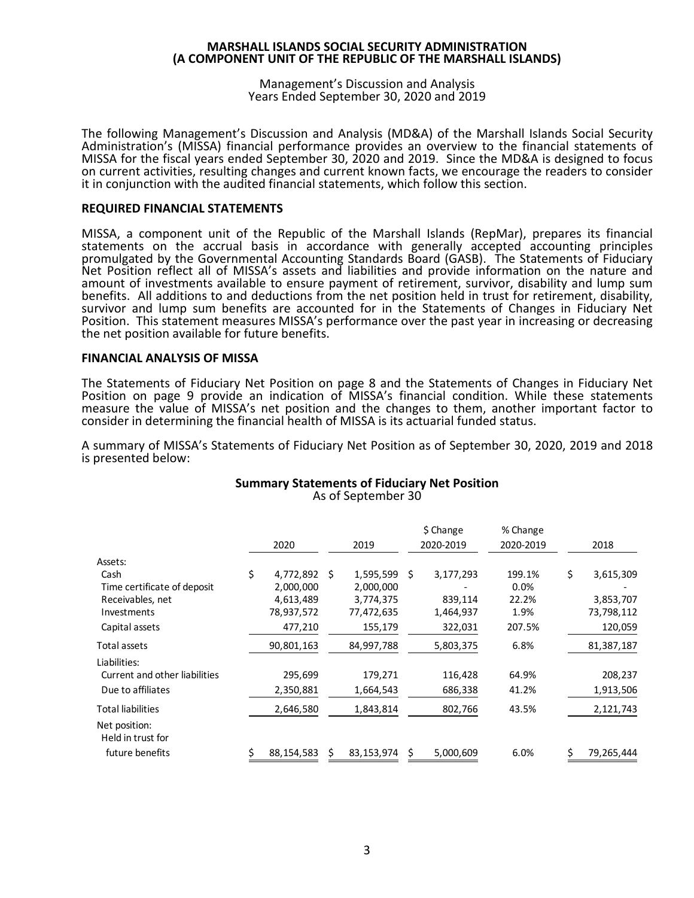**MARSHALL ISLANDS SOCIAL SECURITY ADMINISTRATION**
**(A COMPONENT UNIT OF THE REPUBLIC OF THE MARSHALL ISLANDS)**

Management's Discussion and Analysis
Years Ended September 30, 2020 and 2019

The following Management's Discussion and Analysis (MD&A) of the Marshall Islands Social Security Administration's (MISSA) financial performance provides an overview to the financial statements of MISSA for the fiscal years ended September 30, 2020 and 2019. Since the MD&A is designed to focus on current activities, resulting changes and current known facts, we encourage the readers to consider it in conjunction with the audited financial statements, which follow this section.

## REQUIRED FINANCIAL STATEMENTS

MISSA, a component unit of the Republic of the Marshall Islands (RepMar), prepares its financial statements on the accrual basis in accordance with generally accepted accounting principles promulgated by the Governmental Accounting Standards Board (GASB). The Statements of Fiduciary Net Position reflect all of MISSA's assets and liabilities and provide information on the nature and amount of investments available to ensure payment of retirement, survivor, disability and lump sum benefits. All additions to and deductions from the net position held in trust for retirement, disability, survivor and lump sum benefits are accounted for in the Statements of Changes in Fiduciary Net Position. This statement measures MISSA's performance over the past year in increasing or decreasing the net position available for future benefits.

## FINANCIAL ANALYSIS OF MISSA

The Statements of Fiduciary Net Position on page 8 and the Statements of Changes in Fiduciary Net Position on page 9 provide an indication of MISSA's financial condition. While these statements measure the value of MISSA's net position and the changes to them, another important factor to consider in determining the financial health of MISSA is its actuarial funded status.

A summary of MISSA's Statements of Fiduciary Net Position as of September 30, 2020, 2019 and 2018 is presented below:

**Summary Statements of Fiduciary Net Position**
As of September 30

| | 2020 | 2019 | $ Change 2020-2019 | % Change 2020-2019 | 2018 |
|---|---|---|---|---|---|
| Assets: | | | | | |
| Cash | $ 4,772,892 | $ 1,595,599 | $ 3,177,293 | 199.1% | $ 3,615,309 |
| Time certificate of deposit | 2,000,000 | 2,000,000 | - | 0.0% | - |
| Receivables, net | 4,613,489 | 3,774,375 | 839,114 | 22.2% | 3,853,707 |
| Investments | 78,937,572 | 77,472,635 | 1,464,937 | 1.9% | 73,798,112 |
| Capital assets | 477,210 | 155,179 | 322,031 | 207.5% | 120,059 |
| Total assets | 90,801,163 | 84,997,788 | 5,803,375 | 6.8% | 81,387,187 |
| Liabilities: | | | | | |
| Current and other liabilities | 295,699 | 179,271 | 116,428 | 64.9% | 208,237 |
| Due to affiliates | 2,350,881 | 1,664,543 | 686,338 | 41.2% | 1,913,506 |
| Total liabilities | 2,646,580 | 1,843,814 | 802,766 | 43.5% | 2,121,743 |
| Net position: Held in trust for future benefits | $ 88,154,583 | $ 83,153,974 | $ 5,000,609 | 6.0% | $ 79,265,444 |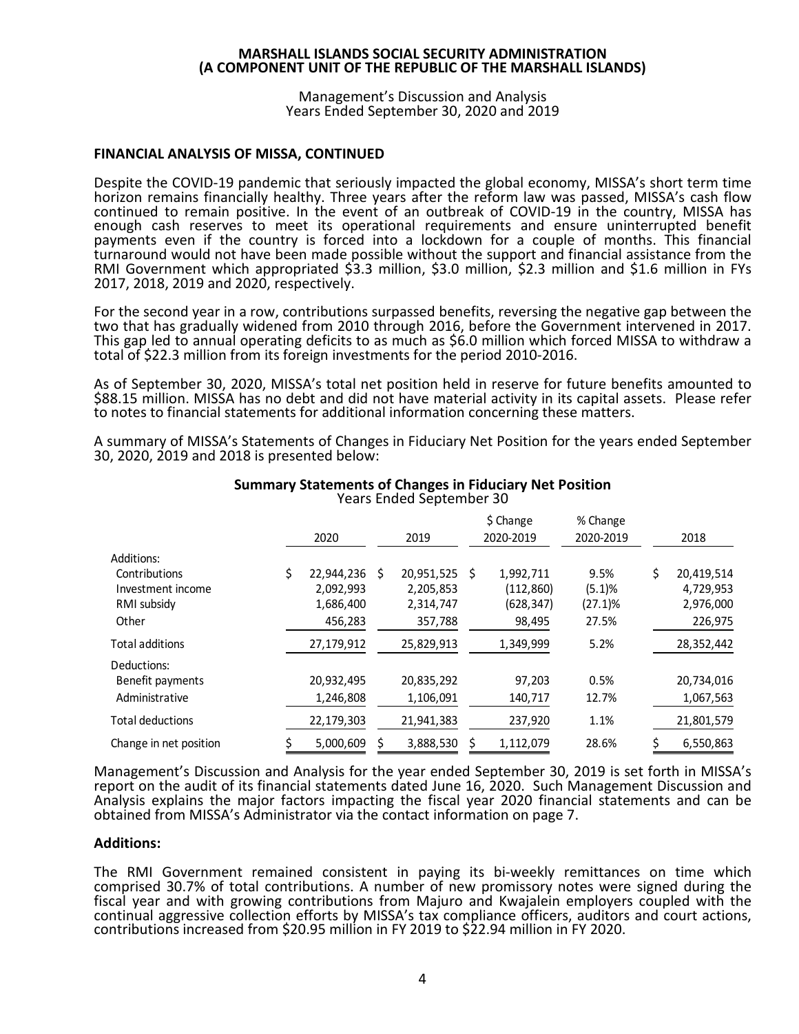**MARSHALL ISLANDS SOCIAL SECURITY ADMINISTRATION**
**(A COMPONENT UNIT OF THE REPUBLIC OF THE MARSHALL ISLANDS)**

Management's Discussion and Analysis
Years Ended September 30, 2020 and 2019

## FINANCIAL ANALYSIS OF MISSA, CONTINUED

Despite the COVID-19 pandemic that seriously impacted the global economy, MISSA's short term time horizon remains financially healthy. Three years after the reform law was passed, MISSA's cash flow continued to remain positive. In the event of an outbreak of COVID-19 in the country, MISSA has enough cash reserves to meet its operational requirements and ensure uninterrupted benefit payments even if the country is forced into a lockdown for a couple of months. This financial turnaround would not have been made possible without the support and financial assistance from the RMI Government which appropriated $3.3 million, $3.0 million, $2.3 million and $1.6 million in FYs 2017, 2018, 2019 and 2020, respectively.

For the second year in a row, contributions surpassed benefits, reversing the negative gap between the two that has gradually widened from 2010 through 2016, before the Government intervened in 2017. This gap led to annual operating deficits to as much as $6.0 million which forced MISSA to withdraw a total of $22.3 million from its foreign investments for the period 2010-2016.

As of September 30, 2020, MISSA's total net position held in reserve for future benefits amounted to $88.15 million. MISSA has no debt and did not have material activity in its capital assets. Please refer to notes to financial statements for additional information concerning these matters.

A summary of MISSA's Statements of Changes in Fiduciary Net Position for the years ended September 30, 2020, 2019 and 2018 is presented below:

**Summary Statements of Changes in Fiduciary Net Position**
Years Ended September 30

| | 2020 | 2019 | $ Change 2020-2019 | % Change 2020-2019 | 2018 |
|---|---|---|---|---|---|
| Additions: | | | | | |
| Contributions | $ 22,944,236 | $ 20,951,525 | $ 1,992,711 | 9.5% | $ 20,419,514 |
| Investment income | 2,092,993 | 2,205,853 | (112,860) | (5.1)% | 4,729,953 |
| RMI subsidy | 1,686,400 | 2,314,747 | (628,347) | (27.1)% | 2,976,000 |
| Other | 456,283 | 357,788 | 98,495 | 27.5% | 226,975 |
| Total additions | 27,179,912 | 25,829,913 | 1,349,999 | 5.2% | 28,352,442 |
| Deductions: | | | | | |
| Benefit payments | 20,932,495 | 20,835,292 | 97,203 | 0.5% | 20,734,016 |
| Administrative | 1,246,808 | 1,106,091 | 140,717 | 12.7% | 1,067,563 |
| Total deductions | 22,179,303 | 21,941,383 | 237,920 | 1.1% | 21,801,579 |
| Change in net position | $ 5,000,609 | $ 3,888,530 | $ 1,112,079 | 28.6% | $ 6,550,863 |

Management's Discussion and Analysis for the year ended September 30, 2019 is set forth in MISSA's report on the audit of its financial statements dated June 16, 2020. Such Management Discussion and Analysis explains the major factors impacting the fiscal year 2020 financial statements and can be obtained from MISSA's Administrator via the contact information on page 7.

### Additions:

The RMI Government remained consistent in paying its bi-weekly remittances on time which comprised 30.7% of total contributions. A number of new promissory notes were signed during the fiscal year and with growing contributions from Majuro and Kwajalein employers coupled with the continual aggressive collection efforts by MISSA's tax compliance officers, auditors and court actions, contributions increased from $20.95 million in FY 2019 to $22.94 million in FY 2020.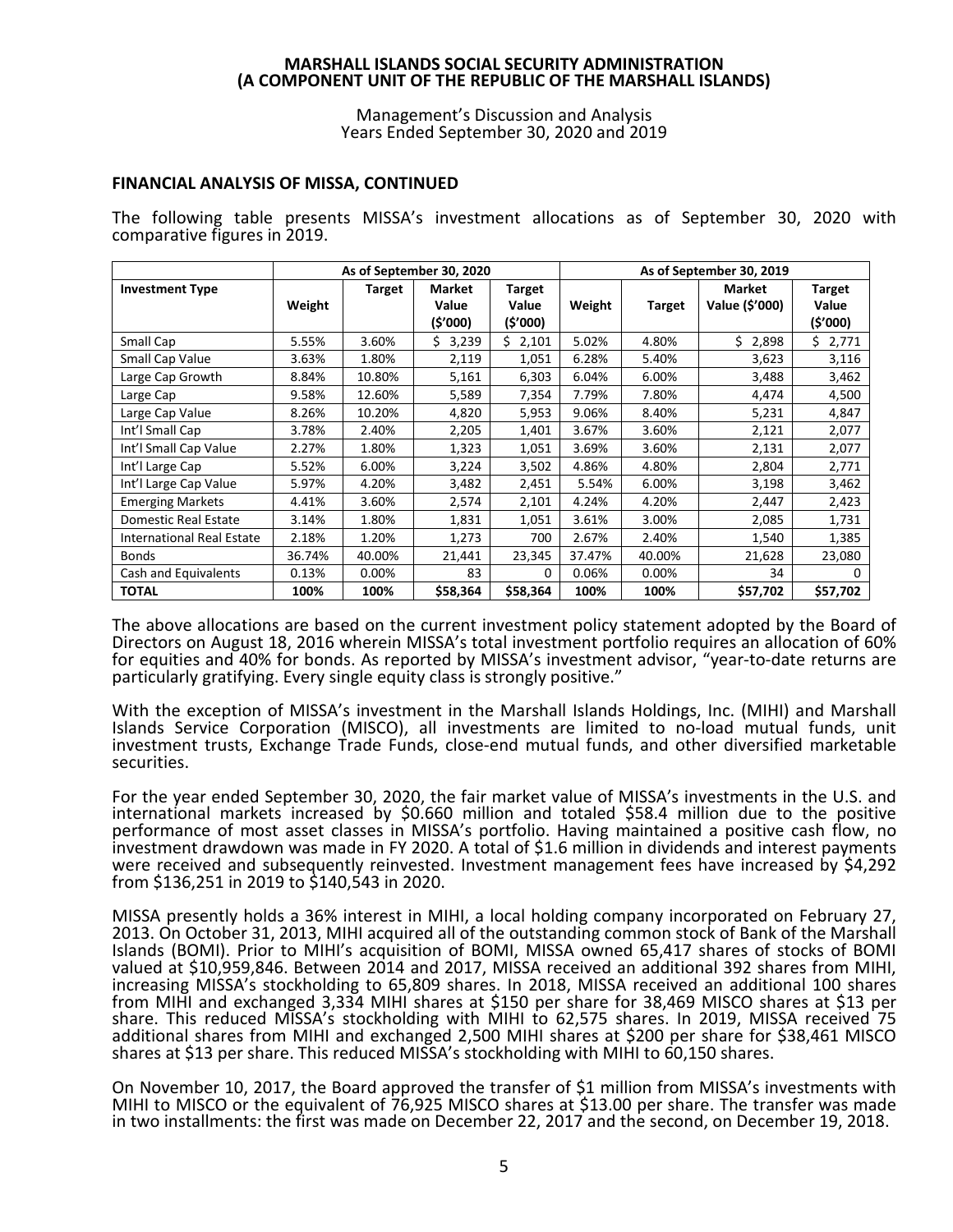## FINANCIAL ANALYSIS OF MISSA, CONTINUED

The following table presents MISSA's investment allocations as of September 30, 2020 with comparative figures in 2019.

| Investment Type | As of September 30, 2020 | | | | As of September 30, 2019 | | | |
|---|---|---|---|---|---|---|---|---|
| | Weight | Target | Market Value ($'000) | Target Value ($'000) | Weight | Target | Market Value ($'000) | Target Value ($'000) |
| Small Cap | 5.55% | 3.60% | $ 3,239 | $ 2,101 | 5.02% | 4.80% | $ 2,898 | $ 2,771 |
| Small Cap Value | 3.63% | 1.80% | 2,119 | 1,051 | 6.28% | 5.40% | 3,623 | 3,116 |
| Large Cap Growth | 8.84% | 10.80% | 5,161 | 6,303 | 6.04% | 6.00% | 3,488 | 3,462 |
| Large Cap | 9.58% | 12.60% | 5,589 | 7,354 | 7.79% | 7.80% | 4,474 | 4,500 |
| Large Cap Value | 8.26% | 10.20% | 4,820 | 5,953 | 9.06% | 8.40% | 5,231 | 4,847 |
| Int'l Small Cap | 3.78% | 2.40% | 2,205 | 1,401 | 3.67% | 3.60% | 2,121 | 2,077 |
| Int'l Small Cap Value | 2.27% | 1.80% | 1,323 | 1,051 | 3.69% | 3.60% | 2,131 | 2,077 |
| Int'l Large Cap | 5.52% | 6.00% | 3,224 | 3,502 | 4.86% | 4.80% | 2,804 | 2,771 |
| Int'l Large Cap Value | 5.97% | 4.20% | 3,482 | 2,451 | 5.54% | 6.00% | 3,198 | 3,462 |
| Emerging Markets | 4.41% | 3.60% | 2,574 | 2,101 | 4.24% | 4.20% | 2,447 | 2,423 |
| Domestic Real Estate | 3.14% | 1.80% | 1,831 | 1,051 | 3.61% | 3.00% | 2,085 | 1,731 |
| International Real Estate | 2.18% | 1.20% | 1,273 | 700 | 2.67% | 2.40% | 1,540 | 1,385 |
| Bonds | 36.74% | 40.00% | 21,441 | 23,345 | 37.47% | 40.00% | 21,628 | 23,080 |
| Cash and Equivalents | 0.13% | 0.00% | 83 | 0 | 0.06% | 0.00% | 34 | 0 |
| **TOTAL** | **100%** | **100%** | **$58,364** | **$58,364** | **100%** | **100%** | **$57,702** | **$57,702** |

The above allocations are based on the current investment policy statement adopted by the Board of Directors on August 18, 2016 wherein MISSA's total investment portfolio requires an allocation of 60% for equities and 40% for bonds. As reported by MISSA's investment advisor, "year-to-date returns are particularly gratifying. Every single equity class is strongly positive."

With the exception of MISSA's investment in the Marshall Islands Holdings, Inc. (MIHI) and Marshall Islands Service Corporation (MISCO), all investments are limited to no-load mutual funds, unit investment trusts, Exchange Trade Funds, close-end mutual funds, and other diversified marketable securities.

For the year ended September 30, 2020, the fair market value of MISSA's investments in the U.S. and international markets increased by $0.660 million and totaled $58.4 million due to the positive performance of most asset classes in MISSA's portfolio. Having maintained a positive cash flow, no investment drawdown was made in FY 2020. A total of $1.6 million in dividends and interest payments were received and subsequently reinvested. Investment management fees have increased by $4,292 from $136,251 in 2019 to $140,543 in 2020.

MISSA presently holds a 36% interest in MIHI, a local holding company incorporated on February 27, 2013. On October 31, 2013, MIHI acquired all of the outstanding common stock of Bank of the Marshall Islands (BOMI). Prior to MIHI's acquisition of BOMI, MISSA owned 65,417 shares of stocks of BOMI valued at $10,959,846. Between 2014 and 2017, MISSA received an additional 392 shares from MIHI, increasing MISSA's stockholding to 65,809 shares. In 2018, MISSA received an additional 100 shares from MIHI and exchanged 3,334 MIHI shares at $150 per share for 38,469 MISCO shares at $13 per share. This reduced MISSA's stockholding with MIHI to 62,575 shares. In 2019, MISSA received 75 additional shares from MIHI and exchanged 2,500 MIHI shares at $200 per share for $38,461 MISCO shares at $13 per share. This reduced MISSA's stockholding with MIHI to 60,150 shares.

On November 10, 2017, the Board approved the transfer of $1 million from MISSA's investments with MIHI to MISCO or the equivalent of 76,925 MISCO shares at $13.00 per share. The transfer was made in two installments: the first was made on December 22, 2017 and the second, on December 19, 2018.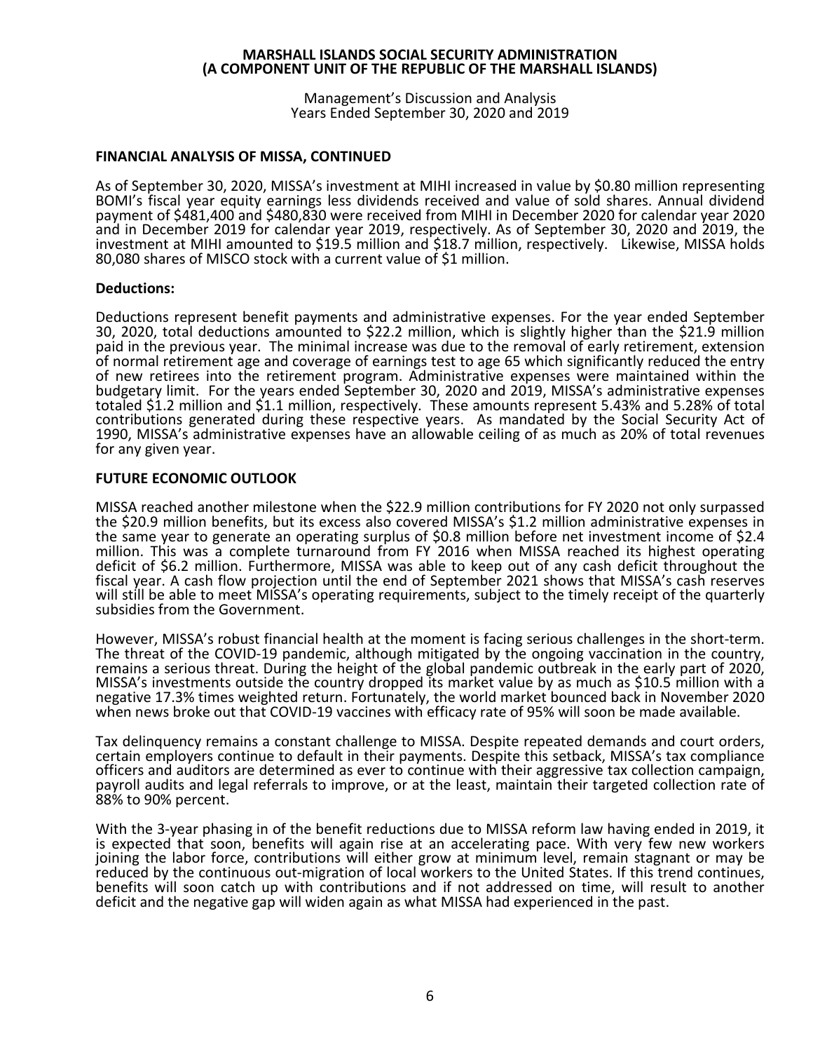## FINANCIAL ANALYSIS OF MISSA, CONTINUED

As of September 30, 2020, MISSA's investment at MIHI increased in value by $0.80 million representing BOMI's fiscal year equity earnings less dividends received and value of sold shares. Annual dividend payment of $481,400 and $480,830 were received from MIHI in December 2020 for calendar year 2020 and in December 2019 for calendar year 2019, respectively. As of September 30, 2020 and 2019, the investment at MIHI amounted to $19.5 million and $18.7 million, respectively. Likewise, MISSA holds 80,080 shares of MISCO stock with a current value of $1 million.

### Deductions:

Deductions represent benefit payments and administrative expenses. For the year ended September 30, 2020, total deductions amounted to $22.2 million, which is slightly higher than the $21.9 million paid in the previous year. The minimal increase was due to the removal of early retirement, extension of normal retirement age and coverage of earnings test to age 65 which significantly reduced the entry of new retirees into the retirement program. Administrative expenses were maintained within the budgetary limit. For the years ended September 30, 2020 and 2019, MISSA's administrative expenses totaled $1.2 million and $1.1 million, respectively. These amounts represent 5.43% and 5.28% of total contributions generated during these respective years. As mandated by the Social Security Act of 1990, MISSA's administrative expenses have an allowable ceiling of as much as 20% of total revenues for any given year.

## FUTURE ECONOMIC OUTLOOK

MISSA reached another milestone when the $22.9 million contributions for FY 2020 not only surpassed the $20.9 million benefits, but its excess also covered MISSA's $1.2 million administrative expenses in the same year to generate an operating surplus of $0.8 million before net investment income of $2.4 million. This was a complete turnaround from FY 2016 when MISSA reached its highest operating deficit of $6.2 million. Furthermore, MISSA was able to keep out of any cash deficit throughout the fiscal year. A cash flow projection until the end of September 2021 shows that MISSA's cash reserves will still be able to meet MISSA's operating requirements, subject to the timely receipt of the quarterly subsidies from the Government.

However, MISSA's robust financial health at the moment is facing serious challenges in the short-term. The threat of the COVID-19 pandemic, although mitigated by the ongoing vaccination in the country, remains a serious threat. During the height of the global pandemic outbreak in the early part of 2020, MISSA's investments outside the country dropped its market value by as much as $10.5 million with a negative 17.3% times weighted return. Fortunately, the world market bounced back in November 2020 when news broke out that COVID-19 vaccines with efficacy rate of 95% will soon be made available.

Tax delinquency remains a constant challenge to MISSA. Despite repeated demands and court orders, certain employers continue to default in their payments. Despite this setback, MISSA's tax compliance officers and auditors are determined as ever to continue with their aggressive tax collection campaign, payroll audits and legal referrals to improve, or at the least, maintain their targeted collection rate of 88% to 90% percent.

With the 3-year phasing in of the benefit reductions due to MISSA reform law having ended in 2019, it is expected that soon, benefits will again rise at an accelerating pace. With very few new workers joining the labor force, contributions will either grow at minimum level, remain stagnant or may be reduced by the continuous out-migration of local workers to the United States. If this trend continues, benefits will soon catch up with contributions and if not addressed on time, will result to another deficit and the negative gap will widen again as what MISSA had experienced in the past.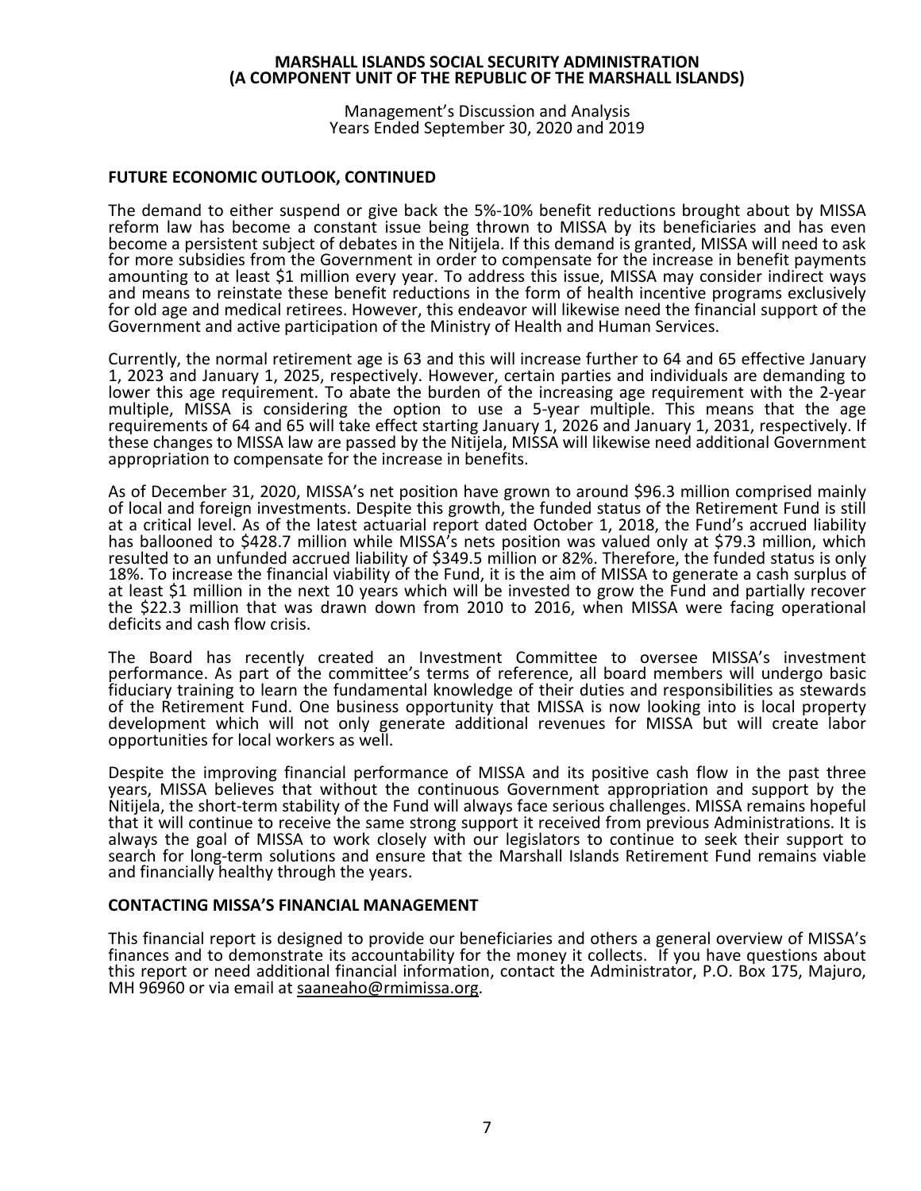## FUTURE ECONOMIC OUTLOOK, CONTINUED

The demand to either suspend or give back the 5%-10% benefit reductions brought about by MISSA reform law has become a constant issue being thrown to MISSA by its beneficiaries and has even become a persistent subject of debates in the Nitijela. If this demand is granted, MISSA will need to ask for more subsidies from the Government in order to compensate for the increase in benefit payments amounting to at least $1 million every year. To address this issue, MISSA may consider indirect ways and means to reinstate these benefit reductions in the form of health incentive programs exclusively for old age and medical retirees. However, this endeavor will likewise need the financial support of the Government and active participation of the Ministry of Health and Human Services.

Currently, the normal retirement age is 63 and this will increase further to 64 and 65 effective January 1, 2023 and January 1, 2025, respectively. However, certain parties and individuals are demanding to lower this age requirement. To abate the burden of the increasing age requirement with the 2-year multiple, MISSA is considering the option to use a 5-year multiple. This means that the age requirements of 64 and 65 will take effect starting January 1, 2026 and January 1, 2031, respectively. If these changes to MISSA law are passed by the Nitijela, MISSA will likewise need additional Government appropriation to compensate for the increase in benefits.

As of December 31, 2020, MISSA's net position have grown to around $96.3 million comprised mainly of local and foreign investments. Despite this growth, the funded status of the Retirement Fund is still at a critical level. As of the latest actuarial report dated October 1, 2018, the Fund's accrued liability has ballooned to $428.7 million while MISSA's nets position was valued only at $79.3 million, which resulted to an unfunded accrued liability of $349.5 million or 82%. Therefore, the funded status is only 18%. To increase the financial viability of the Fund, it is the aim of MISSA to generate a cash surplus of at least $1 million in the next 10 years which will be invested to grow the Fund and partially recover the $22.3 million that was drawn down from 2010 to 2016, when MISSA were facing operational deficits and cash flow crisis.

The Board has recently created an Investment Committee to oversee MISSA's investment performance. As part of the committee's terms of reference, all board members will undergo basic fiduciary training to learn the fundamental knowledge of their duties and responsibilities as stewards of the Retirement Fund. One business opportunity that MISSA is now looking into is local property development which will not only generate additional revenues for MISSA but will create labor opportunities for local workers as well.

Despite the improving financial performance of MISSA and its positive cash flow in the past three years, MISSA believes that without the continuous Government appropriation and support by the Nitijela, the short-term stability of the Fund will always face serious challenges. MISSA remains hopeful that it will continue to receive the same strong support it received from previous Administrations. It is always the goal of MISSA to work closely with our legislators to continue to seek their support to search for long-term solutions and ensure that the Marshall Islands Retirement Fund remains viable and financially healthy through the years.

## CONTACTING MISSA'S FINANCIAL MANAGEMENT

This financial report is designed to provide our beneficiaries and others a general overview of MISSA's finances and to demonstrate its accountability for the money it collects. If you have questions about this report or need additional financial information, contact the Administrator, P.O. Box 175, Majuro, MH 96960 or via email at saaneaho@rmimissa.org.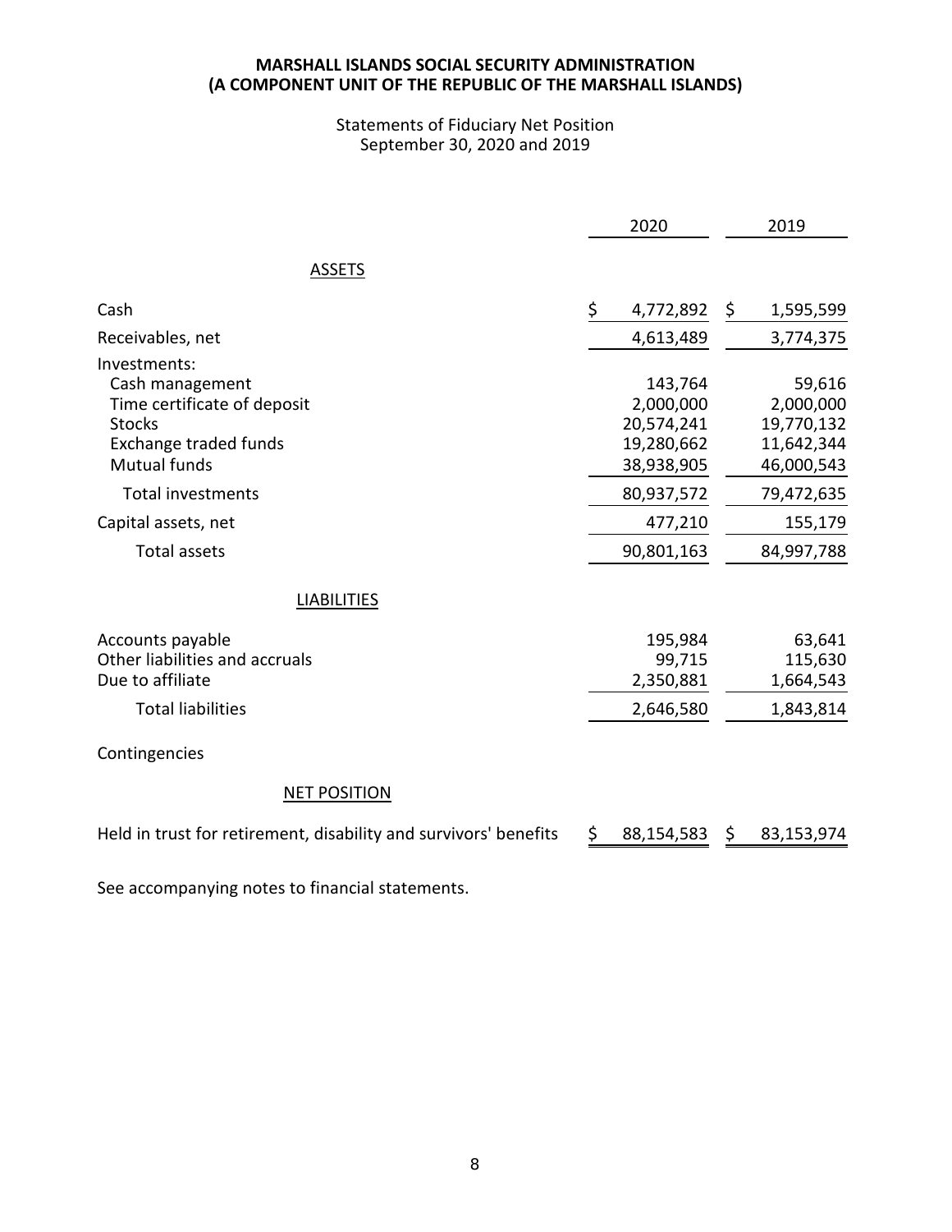# MARSHALL ISLANDS SOCIAL SECURITY ADMINISTRATION
# (A COMPONENT UNIT OF THE REPUBLIC OF THE MARSHALL ISLANDS)

Statements of Fiduciary Net Position
September 30, 2020 and 2019

| | 2020 | 2019 |
|---|---|---|
| **ASSETS** | | |
| Cash | $ 4,772,892 | $ 1,595,599 |
| Receivables, net | 4,613,489 | 3,774,375 |
| Investments: | | |
| Cash management | 143,764 | 59,616 |
| Time certificate of deposit | 2,000,000 | 2,000,000 |
| Stocks | 20,574,241 | 19,770,132 |
| Exchange traded funds | 19,280,662 | 11,642,344 |
| Mutual funds | 38,938,905 | 46,000,543 |
| Total investments | 80,937,572 | 79,472,635 |
| Capital assets, net | 477,210 | 155,179 |
| Total assets | 90,801,163 | 84,997,788 |
| **LIABILITIES** | | |
| Accounts payable | 195,984 | 63,641 |
| Other liabilities and accruals | 99,715 | 115,630 |
| Due to affiliate | 2,350,881 | 1,664,543 |
| Total liabilities | 2,646,580 | 1,843,814 |
| Contingencies | | |
| **NET POSITION** | | |
| Held in trust for retirement, disability and survivors' benefits | $ 88,154,583 | $ 83,153,974 |

See accompanying notes to financial statements.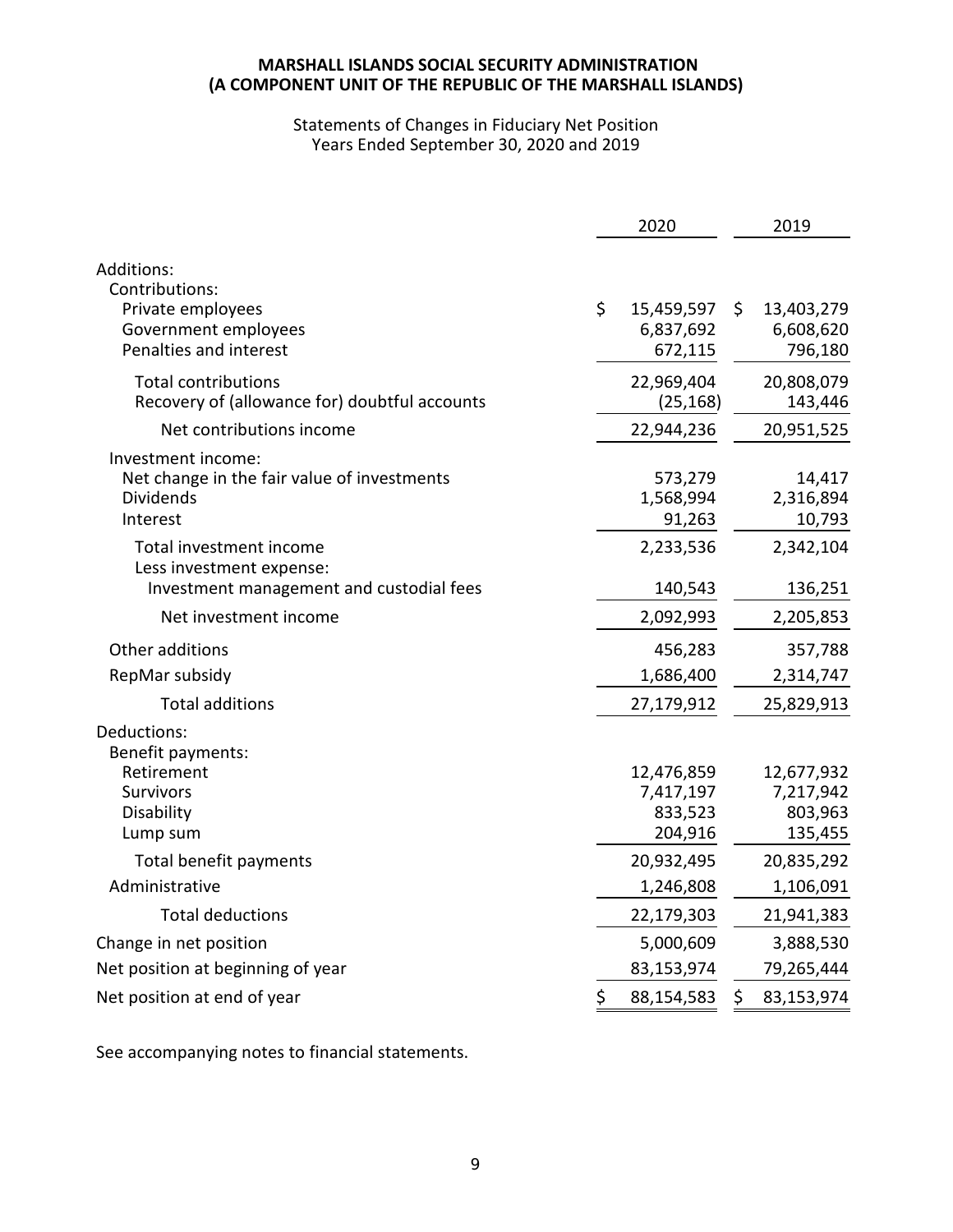**MARSHALL ISLANDS SOCIAL SECURITY ADMINISTRATION**
**(A COMPONENT UNIT OF THE REPUBLIC OF THE MARSHALL ISLANDS)**

Statements of Changes in Fiduciary Net Position
Years Ended September 30, 2020 and 2019

| | 2020 | 2019 |
|---|---|---|
| Additions: | | |
| Contributions: | | |
| Private employees | $ 15,459,597 | $ 13,403,279 |
| Government employees | 6,837,692 | 6,608,620 |
| Penalties and interest | 672,115 | 796,180 |
| Total contributions | 22,969,404 | 20,808,079 |
| Recovery of (allowance for) doubtful accounts | (25,168) | 143,446 |
| Net contributions income | 22,944,236 | 20,951,525 |
| Investment income: | | |
| Net change in the fair value of investments | 573,279 | 14,417 |
| Dividends | 1,568,994 | 2,316,894 |
| Interest | 91,263 | 10,793 |
| Total investment income | 2,233,536 | 2,342,104 |
| Less investment expense: | | |
| Investment management and custodial fees | 140,543 | 136,251 |
| Net investment income | 2,092,993 | 2,205,853 |
| Other additions | 456,283 | 357,788 |
| RepMar subsidy | 1,686,400 | 2,314,747 |
| Total additions | 27,179,912 | 25,829,913 |
| Deductions: | | |
| Benefit payments: | | |
| Retirement | 12,476,859 | 12,677,932 |
| Survivors | 7,417,197 | 7,217,942 |
| Disability | 833,523 | 803,963 |
| Lump sum | 204,916 | 135,455 |
| Total benefit payments | 20,932,495 | 20,835,292 |
| Administrative | 1,246,808 | 1,106,091 |
| Total deductions | 22,179,303 | 21,941,383 |
| Change in net position | 5,000,609 | 3,888,530 |
| Net position at beginning of year | 83,153,974 | 79,265,444 |
| Net position at end of year | $ 88,154,583 | $ 83,153,974 |

See accompanying notes to financial statements.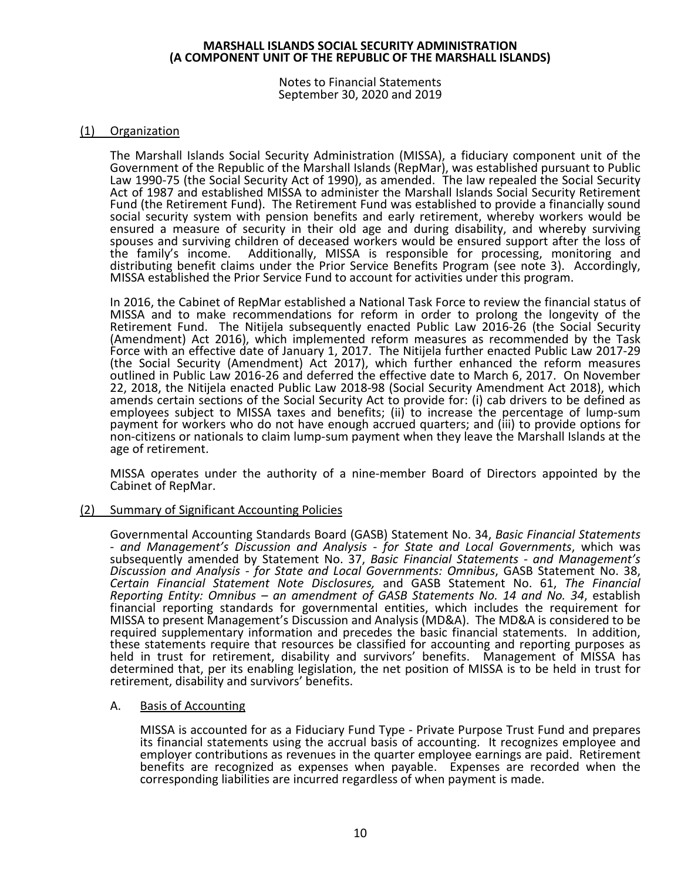# MARSHALL ISLANDS SOCIAL SECURITY ADMINISTRATION
# (A COMPONENT UNIT OF THE REPUBLIC OF THE MARSHALL ISLANDS)

Notes to Financial Statements
September 30, 2020 and 2019

## (1) Organization

The Marshall Islands Social Security Administration (MISSA), a fiduciary component unit of the Government of the Republic of the Marshall Islands (RepMar), was established pursuant to Public Law 1990-75 (the Social Security Act of 1990), as amended. The law repealed the Social Security Act of 1987 and established MISSA to administer the Marshall Islands Social Security Retirement Fund (the Retirement Fund). The Retirement Fund was established to provide a financially sound social security system with pension benefits and early retirement, whereby workers would be ensured a measure of security in their old age and during disability, and whereby surviving spouses and surviving children of deceased workers would be ensured support after the loss of the family's income. Additionally, MISSA is responsible for processing, monitoring and distributing benefit claims under the Prior Service Benefits Program (see note 3). Accordingly, MISSA established the Prior Service Fund to account for activities under this program.

In 2016, the Cabinet of RepMar established a National Task Force to review the financial status of MISSA and to make recommendations for reform in order to prolong the longevity of the Retirement Fund. The Nitijela subsequently enacted Public Law 2016-26 (the Social Security (Amendment) Act 2016), which implemented reform measures as recommended by the Task Force with an effective date of January 1, 2017. The Nitijela further enacted Public Law 2017-29 (the Social Security (Amendment) Act 2017), which further enhanced the reform measures outlined in Public Law 2016-26 and deferred the effective date to March 6, 2017. On November 22, 2018, the Nitijela enacted Public Law 2018-98 (Social Security Amendment Act 2018), which amends certain sections of the Social Security Act to provide for: (i) cab drivers to be defined as employees subject to MISSA taxes and benefits; (ii) to increase the percentage of lump-sum payment for workers who do not have enough accrued quarters; and (iii) to provide options for non-citizens or nationals to claim lump-sum payment when they leave the Marshall Islands at the age of retirement.

MISSA operates under the authority of a nine-member Board of Directors appointed by the Cabinet of RepMar.

## (2) Summary of Significant Accounting Policies

Governmental Accounting Standards Board (GASB) Statement No. 34, *Basic Financial Statements - and Management's Discussion and Analysis - for State and Local Governments*, which was subsequently amended by Statement No. 37, *Basic Financial Statements - and Management's Discussion and Analysis - for State and Local Governments: Omnibus*, GASB Statement No. 38, *Certain Financial Statement Note Disclosures,* and GASB Statement No. 61, *The Financial Reporting Entity: Omnibus – an amendment of GASB Statements No. 14 and No. 34*, establish financial reporting standards for governmental entities, which includes the requirement for MISSA to present Management's Discussion and Analysis (MD&A). The MD&A is considered to be required supplementary information and precedes the basic financial statements. In addition, these statements require that resources be classified for accounting and reporting purposes as held in trust for retirement, disability and survivors' benefits. Management of MISSA has determined that, per its enabling legislation, the net position of MISSA is to be held in trust for retirement, disability and survivors' benefits.

### A. Basis of Accounting

MISSA is accounted for as a Fiduciary Fund Type - Private Purpose Trust Fund and prepares its financial statements using the accrual basis of accounting. It recognizes employee and employer contributions as revenues in the quarter employee earnings are paid. Retirement benefits are recognized as expenses when payable. Expenses are recorded when the corresponding liabilities are incurred regardless of when payment is made.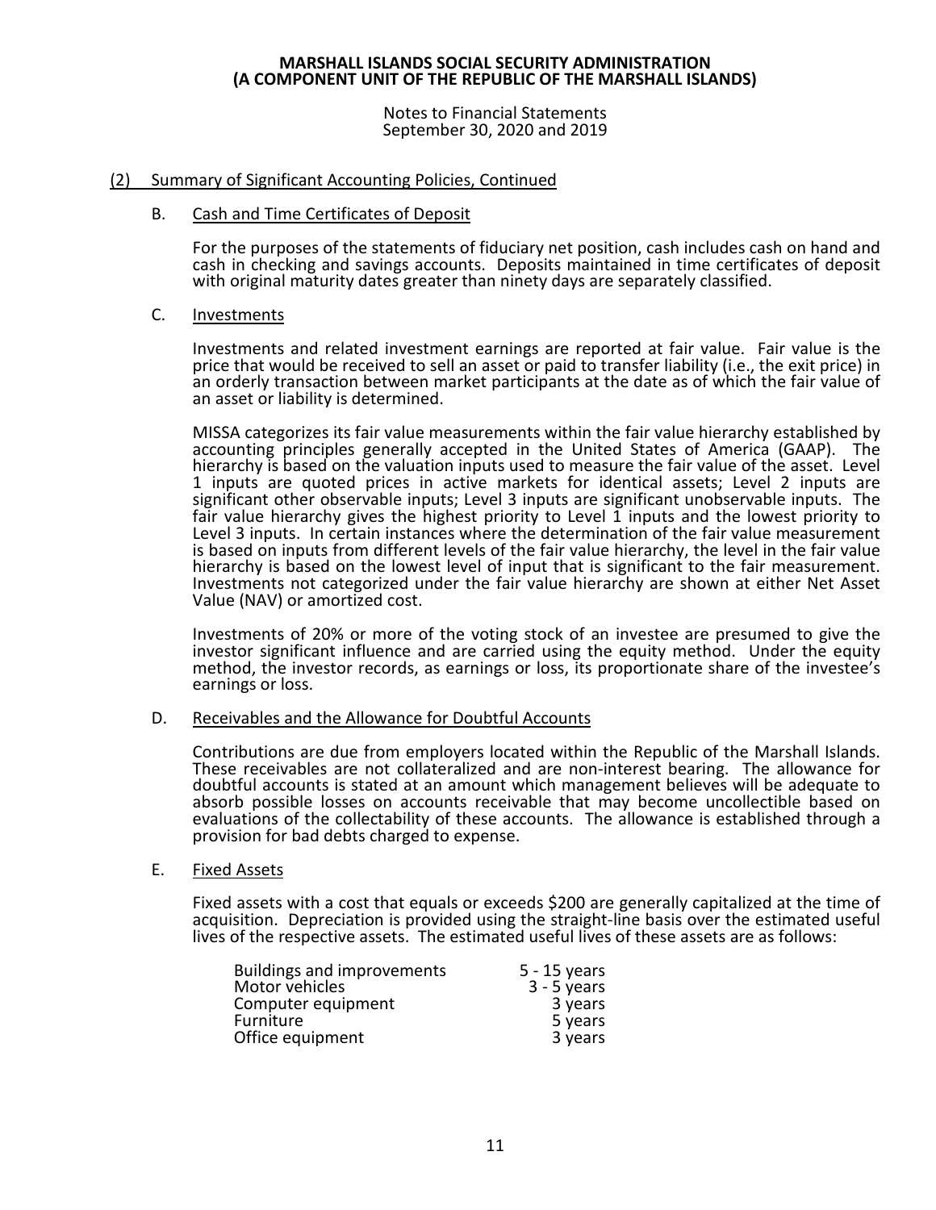## (2) Summary of Significant Accounting Policies, Continued

### B. Cash and Time Certificates of Deposit

For the purposes of the statements of fiduciary net position, cash includes cash on hand and cash in checking and savings accounts. Deposits maintained in time certificates of deposit with original maturity dates greater than ninety days are separately classified.

### C. Investments

Investments and related investment earnings are reported at fair value. Fair value is the price that would be received to sell an asset or paid to transfer liability (i.e., the exit price) in an orderly transaction between market participants at the date as of which the fair value of an asset or liability is determined.

MISSA categorizes its fair value measurements within the fair value hierarchy established by accounting principles generally accepted in the United States of America (GAAP). The hierarchy is based on the valuation inputs used to measure the fair value of the asset. Level 1 inputs are quoted prices in active markets for identical assets; Level 2 inputs are significant other observable inputs; Level 3 inputs are significant unobservable inputs. The fair value hierarchy gives the highest priority to Level 1 inputs and the lowest priority to Level 3 inputs. In certain instances where the determination of the fair value measurement is based on inputs from different levels of the fair value hierarchy, the level in the fair value hierarchy is based on the lowest level of input that is significant to the fair measurement. Investments not categorized under the fair value hierarchy are shown at either Net Asset Value (NAV) or amortized cost.

Investments of 20% or more of the voting stock of an investee are presumed to give the investor significant influence and are carried using the equity method. Under the equity method, the investor records, as earnings or loss, its proportionate share of the investee's earnings or loss.

### D. Receivables and the Allowance for Doubtful Accounts

Contributions are due from employers located within the Republic of the Marshall Islands. These receivables are not collateralized and are non-interest bearing. The allowance for doubtful accounts is stated at an amount which management believes will be adequate to absorb possible losses on accounts receivable that may become uncollectible based on evaluations of the collectability of these accounts. The allowance is established through a provision for bad debts charged to expense.

### E. Fixed Assets

Fixed assets with a cost that equals or exceeds $200 are generally capitalized at the time of acquisition. Depreciation is provided using the straight-line basis over the estimated useful lives of the respective assets. The estimated useful lives of these assets are as follows:

| | |
|---|---|
| Buildings and improvements | 5 - 15 years |
| Motor vehicles | 3 - 5 years |
| Computer equipment | 3 years |
| Furniture | 5 years |
| Office equipment | 3 years |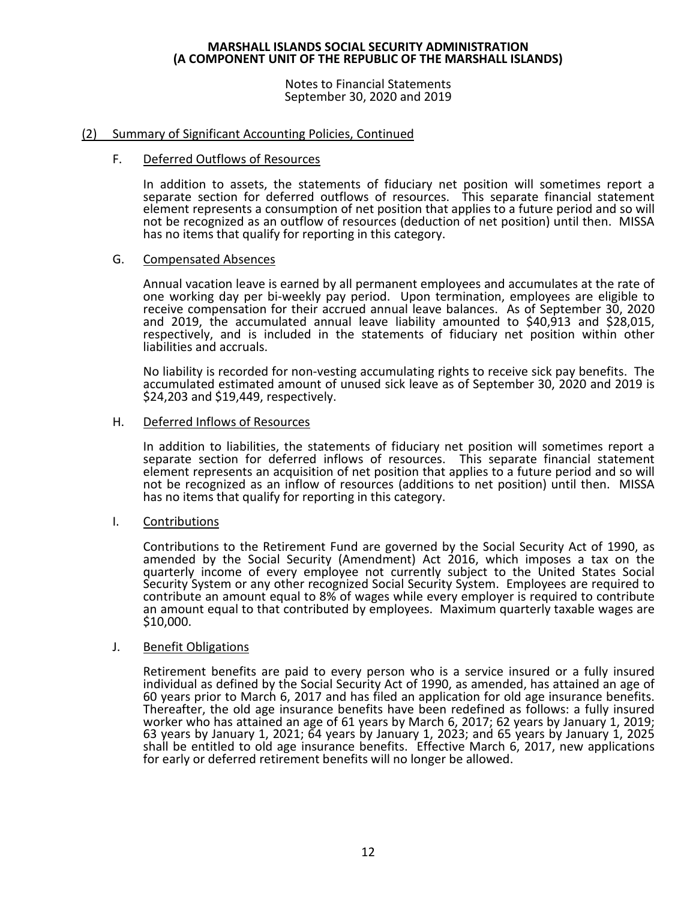## (2) Summary of Significant Accounting Policies, Continued

### F. Deferred Outflows of Resources

In addition to assets, the statements of fiduciary net position will sometimes report a separate section for deferred outflows of resources. This separate financial statement element represents a consumption of net position that applies to a future period and so will not be recognized as an outflow of resources (deduction of net position) until then. MISSA has no items that qualify for reporting in this category.

### G. Compensated Absences

Annual vacation leave is earned by all permanent employees and accumulates at the rate of one working day per bi-weekly pay period. Upon termination, employees are eligible to receive compensation for their accrued annual leave balances. As of September 30, 2020 and 2019, the accumulated annual leave liability amounted to $40,913 and $28,015, respectively, and is included in the statements of fiduciary net position within other liabilities and accruals.

No liability is recorded for non-vesting accumulating rights to receive sick pay benefits. The accumulated estimated amount of unused sick leave as of September 30, 2020 and 2019 is $24,203 and $19,449, respectively.

### H. Deferred Inflows of Resources

In addition to liabilities, the statements of fiduciary net position will sometimes report a separate section for deferred inflows of resources. This separate financial statement element represents an acquisition of net position that applies to a future period and so will not be recognized as an inflow of resources (additions to net position) until then. MISSA has no items that qualify for reporting in this category.

### I. Contributions

Contributions to the Retirement Fund are governed by the Social Security Act of 1990, as amended by the Social Security (Amendment) Act 2016, which imposes a tax on the quarterly income of every employee not currently subject to the United States Social Security System or any other recognized Social Security System. Employees are required to contribute an amount equal to 8% of wages while every employer is required to contribute an amount equal to that contributed by employees. Maximum quarterly taxable wages are $10,000.

### J. Benefit Obligations

Retirement benefits are paid to every person who is a service insured or a fully insured individual as defined by the Social Security Act of 1990, as amended, has attained an age of 60 years prior to March 6, 2017 and has filed an application for old age insurance benefits. Thereafter, the old age insurance benefits have been redefined as follows: a fully insured worker who has attained an age of 61 years by March 6, 2017; 62 years by January 1, 2019; 63 years by January 1, 2021; 64 years by January 1, 2023; and 65 years by January 1, 2025 shall be entitled to old age insurance benefits. Effective March 6, 2017, new applications for early or deferred retirement benefits will no longer be allowed.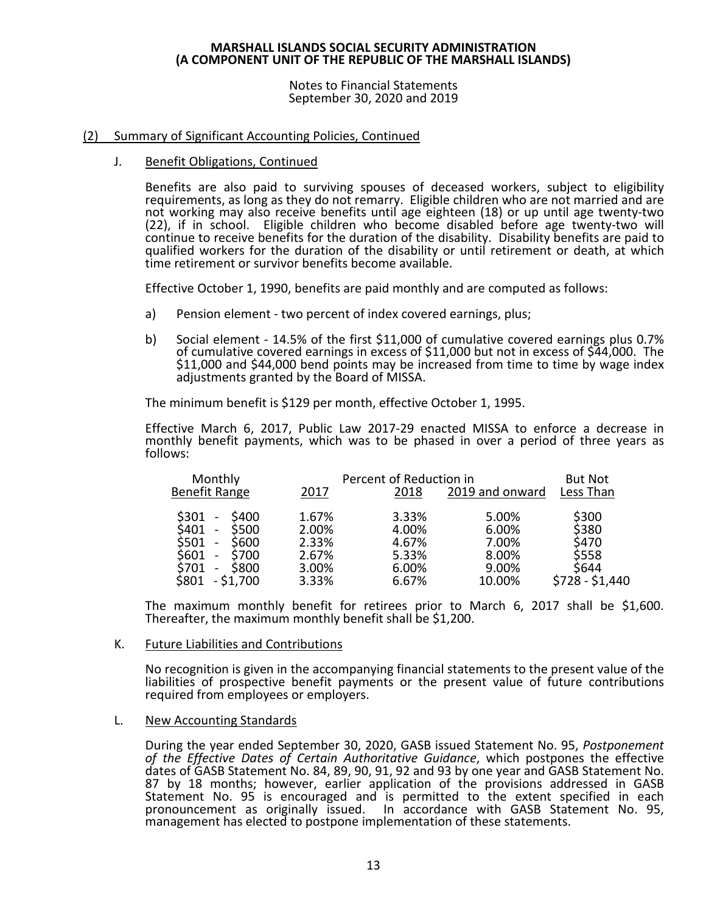## (2) Summary of Significant Accounting Policies, Continued

### J. Benefit Obligations, Continued

Benefits are also paid to surviving spouses of deceased workers, subject to eligibility requirements, as long as they do not remarry. Eligible children who are not married and are not working may also receive benefits until age eighteen (18) or up until age twenty-two (22), if in school. Eligible children who become disabled before age twenty-two will continue to receive benefits for the duration of the disability. Disability benefits are paid to qualified workers for the duration of the disability or until retirement or death, at which time retirement or survivor benefits become available.

Effective October 1, 1990, benefits are paid monthly and are computed as follows:

a) Pension element - two percent of index covered earnings, plus;

b) Social element - 14.5% of the first $11,000 of cumulative covered earnings plus 0.7% of cumulative covered earnings in excess of $11,000 but not in excess of $44,000. The $11,000 and $44,000 bend points may be increased from time to time by wage index adjustments granted by the Board of MISSA.

The minimum benefit is $129 per month, effective October 1, 1995.

Effective March 6, 2017, Public Law 2017-29 enacted MISSA to enforce a decrease in monthly benefit payments, which was to be phased in over a period of three years as follows:

| Monthly Benefit Range | Percent of Reduction in 2017 | 2018 | 2019 and onward | But Not Less Than |
|---|---|---|---|---|
| $301 - $400 | 1.67% | 3.33% | 5.00% | $300 |
| $401 - $500 | 2.00% | 4.00% | 6.00% | $380 |
| $501 - $600 | 2.33% | 4.67% | 7.00% | $470 |
| $601 - $700 | 2.67% | 5.33% | 8.00% | $558 |
| $701 - $800 | 3.00% | 6.00% | 9.00% | $644 |
| $801 - $1,700 | 3.33% | 6.67% | 10.00% | $728 - $1,440 |

The maximum monthly benefit for retirees prior to March 6, 2017 shall be $1,600. Thereafter, the maximum monthly benefit shall be $1,200.

### K. Future Liabilities and Contributions

No recognition is given in the accompanying financial statements to the present value of the liabilities of prospective benefit payments or the present value of future contributions required from employees or employers.

### L. New Accounting Standards

During the year ended September 30, 2020, GASB issued Statement No. 95, *Postponement of the Effective Dates of Certain Authoritative Guidance*, which postpones the effective dates of GASB Statement No. 84, 89, 90, 91, 92 and 93 by one year and GASB Statement No. 87 by 18 months; however, earlier application of the provisions addressed in GASB Statement No. 95 is encouraged and is permitted to the extent specified in each pronouncement as originally issued. In accordance with GASB Statement No. 95, management has elected to postpone implementation of these statements.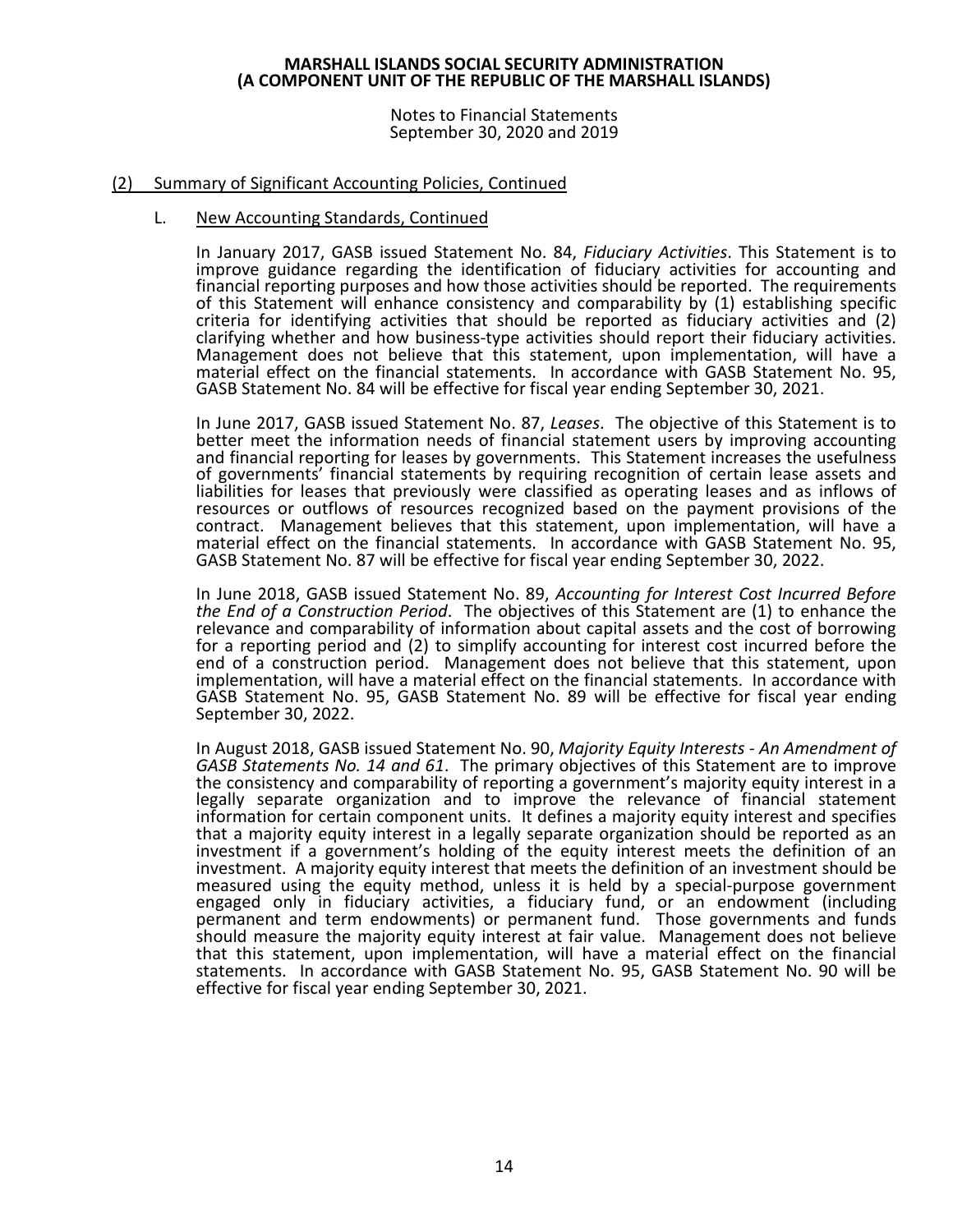## (2) Summary of Significant Accounting Policies, Continued

### L. New Accounting Standards, Continued

In January 2017, GASB issued Statement No. 84, *Fiduciary Activities*. This Statement is to improve guidance regarding the identification of fiduciary activities for accounting and financial reporting purposes and how those activities should be reported. The requirements of this Statement will enhance consistency and comparability by (1) establishing specific criteria for identifying activities that should be reported as fiduciary activities and (2) clarifying whether and how business-type activities should report their fiduciary activities. Management does not believe that this statement, upon implementation, will have a material effect on the financial statements. In accordance with GASB Statement No. 95, GASB Statement No. 84 will be effective for fiscal year ending September 30, 2021.

In June 2017, GASB issued Statement No. 87, *Leases*. The objective of this Statement is to better meet the information needs of financial statement users by improving accounting and financial reporting for leases by governments. This Statement increases the usefulness of governments' financial statements by requiring recognition of certain lease assets and liabilities for leases that previously were classified as operating leases and as inflows of resources or outflows of resources recognized based on the payment provisions of the contract. Management believes that this statement, upon implementation, will have a material effect on the financial statements. In accordance with GASB Statement No. 95, GASB Statement No. 87 will be effective for fiscal year ending September 30, 2022.

In June 2018, GASB issued Statement No. 89, *Accounting for Interest Cost Incurred Before the End of a Construction Period*. The objectives of this Statement are (1) to enhance the relevance and comparability of information about capital assets and the cost of borrowing for a reporting period and (2) to simplify accounting for interest cost incurred before the end of a construction period. Management does not believe that this statement, upon implementation, will have a material effect on the financial statements. In accordance with GASB Statement No. 95, GASB Statement No. 89 will be effective for fiscal year ending September 30, 2022.

In August 2018, GASB issued Statement No. 90, *Majority Equity Interests - An Amendment of GASB Statements No. 14 and 61*. The primary objectives of this Statement are to improve the consistency and comparability of reporting a government's majority equity interest in a legally separate organization and to improve the relevance of financial statement information for certain component units. It defines a majority equity interest and specifies that a majority equity interest in a legally separate organization should be reported as an investment if a government's holding of the equity interest meets the definition of an investment. A majority equity interest that meets the definition of an investment should be measured using the equity method, unless it is held by a special-purpose government engaged only in fiduciary activities, a fiduciary fund, or an endowment (including permanent and term endowments) or permanent fund. Those governments and funds should measure the majority equity interest at fair value. Management does not believe that this statement, upon implementation, will have a material effect on the financial statements. In accordance with GASB Statement No. 95, GASB Statement No. 90 will be effective for fiscal year ending September 30, 2021.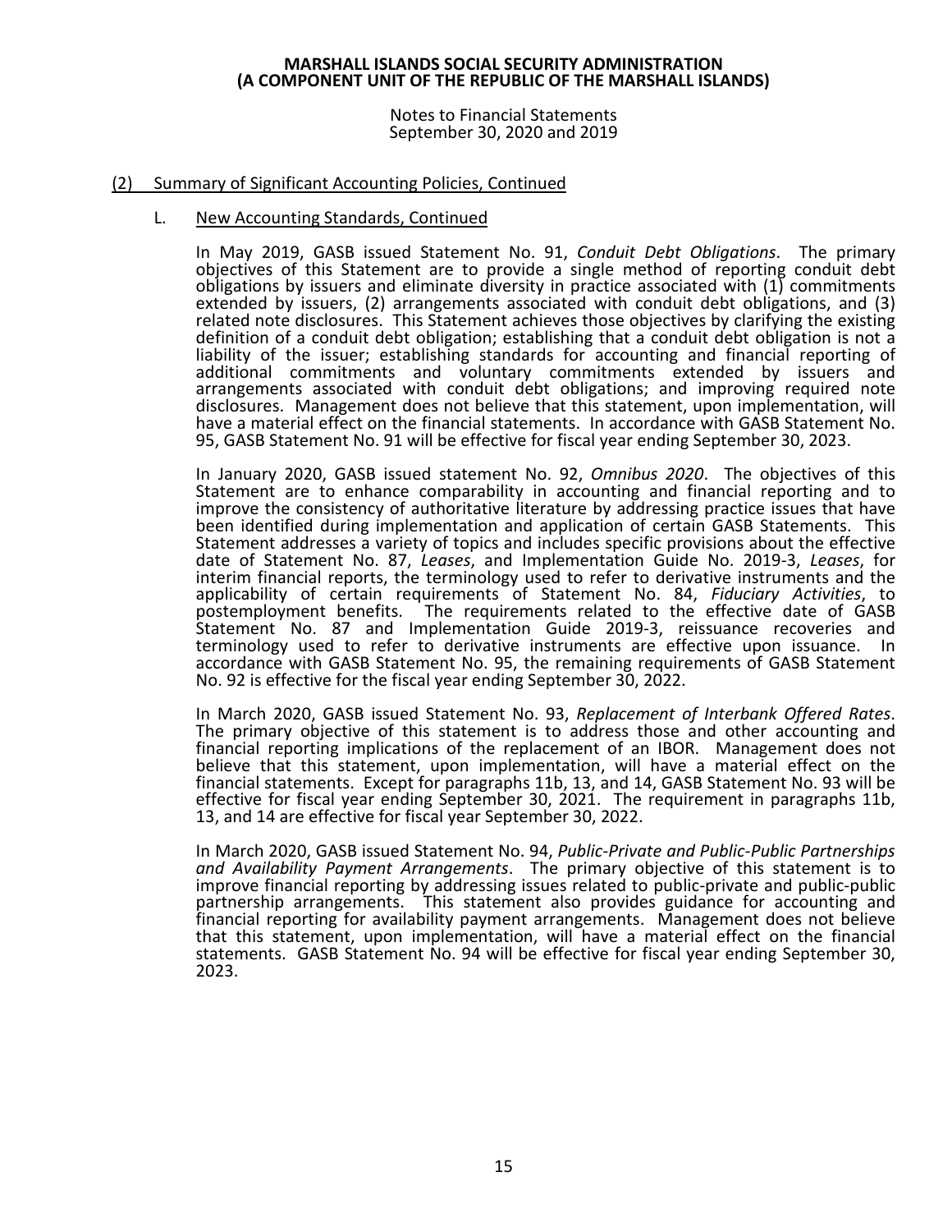(2) Summary of Significant Accounting Policies, Continued

L. New Accounting Standards, Continued

In May 2019, GASB issued Statement No. 91, *Conduit Debt Obligations*. The primary objectives of this Statement are to provide a single method of reporting conduit debt obligations by issuers and eliminate diversity in practice associated with (1) commitments extended by issuers, (2) arrangements associated with conduit debt obligations, and (3) related note disclosures. This Statement achieves those objectives by clarifying the existing definition of a conduit debt obligation; establishing that a conduit debt obligation is not a liability of the issuer; establishing standards for accounting and financial reporting of additional commitments and voluntary commitments extended by issuers and arrangements associated with conduit debt obligations; and improving required note disclosures. Management does not believe that this statement, upon implementation, will have a material effect on the financial statements. In accordance with GASB Statement No. 95, GASB Statement No. 91 will be effective for fiscal year ending September 30, 2023.

In January 2020, GASB issued statement No. 92, *Omnibus 2020*. The objectives of this Statement are to enhance comparability in accounting and financial reporting and to improve the consistency of authoritative literature by addressing practice issues that have been identified during implementation and application of certain GASB Statements. This Statement addresses a variety of topics and includes specific provisions about the effective date of Statement No. 87, *Leases*, and Implementation Guide No. 2019-3, *Leases*, for interim financial reports, the terminology used to refer to derivative instruments and the applicability of certain requirements of Statement No. 84, *Fiduciary Activities*, to postemployment benefits. The requirements related to the effective date of GASB Statement No. 87 and Implementation Guide 2019-3, reissuance recoveries and terminology used to refer to derivative instruments are effective upon issuance. In accordance with GASB Statement No. 95, the remaining requirements of GASB Statement No. 92 is effective for the fiscal year ending September 30, 2022.

In March 2020, GASB issued Statement No. 93, *Replacement of Interbank Offered Rates*. The primary objective of this statement is to address those and other accounting and financial reporting implications of the replacement of an IBOR. Management does not believe that this statement, upon implementation, will have a material effect on the financial statements. Except for paragraphs 11b, 13, and 14, GASB Statement No. 93 will be effective for fiscal year ending September 30, 2021. The requirement in paragraphs 11b, 13, and 14 are effective for fiscal year September 30, 2022.

In March 2020, GASB issued Statement No. 94, *Public-Private and Public-Public Partnerships and Availability Payment Arrangements*. The primary objective of this statement is to improve financial reporting by addressing issues related to public-private and public-public partnership arrangements. This statement also provides guidance for accounting and financial reporting for availability payment arrangements. Management does not believe that this statement, upon implementation, will have a material effect on the financial statements. GASB Statement No. 94 will be effective for fiscal year ending September 30, 2023.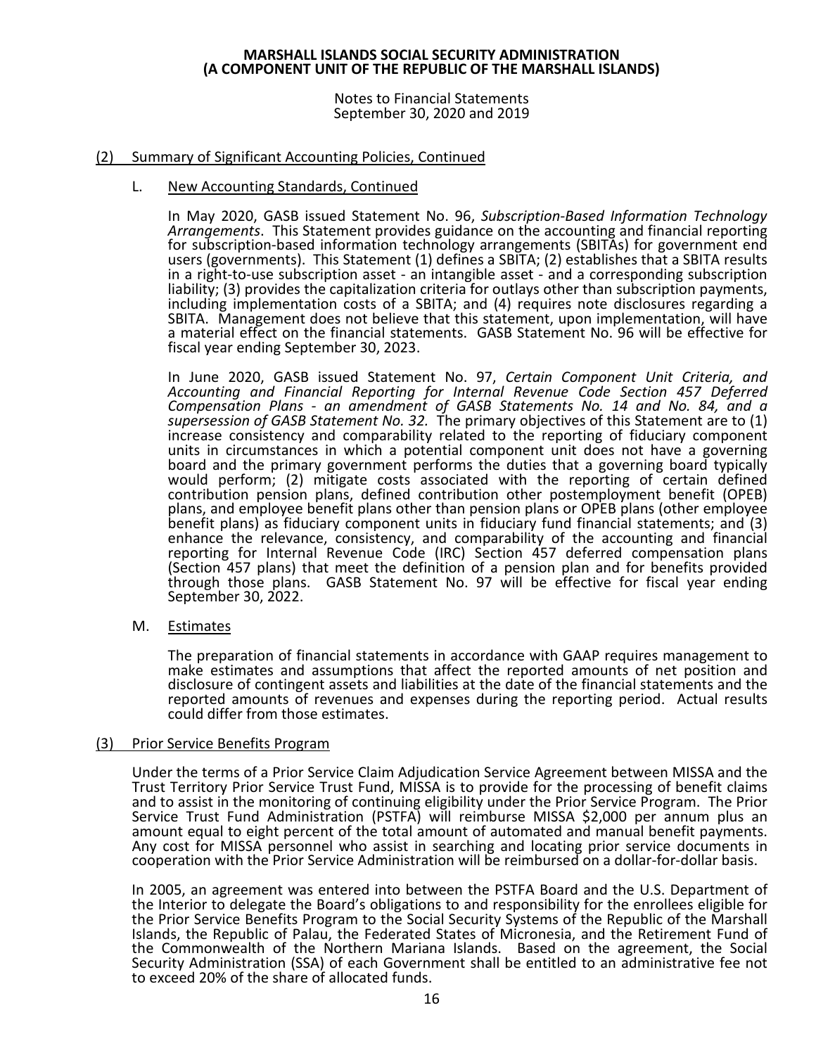## (2) Summary of Significant Accounting Policies, Continued

### L. New Accounting Standards, Continued

In May 2020, GASB issued Statement No. 96, *Subscription-Based Information Technology Arrangements*. This Statement provides guidance on the accounting and financial reporting for subscription-based information technology arrangements (SBITAs) for government end users (governments). This Statement (1) defines a SBITA; (2) establishes that a SBITA results in a right-to-use subscription asset - an intangible asset - and a corresponding subscription liability; (3) provides the capitalization criteria for outlays other than subscription payments, including implementation costs of a SBITA; and (4) requires note disclosures regarding a SBITA. Management does not believe that this statement, upon implementation, will have a material effect on the financial statements. GASB Statement No. 96 will be effective for fiscal year ending September 30, 2023.

In June 2020, GASB issued Statement No. 97, *Certain Component Unit Criteria, and Accounting and Financial Reporting for Internal Revenue Code Section 457 Deferred Compensation Plans - an amendment of GASB Statements No. 14 and No. 84, and a supersession of GASB Statement No. 32.* The primary objectives of this Statement are to (1) increase consistency and comparability related to the reporting of fiduciary component units in circumstances in which a potential component unit does not have a governing board and the primary government performs the duties that a governing board typically would perform; (2) mitigate costs associated with the reporting of certain defined contribution pension plans, defined contribution other postemployment benefit (OPEB) plans, and employee benefit plans other than pension plans or OPEB plans (other employee benefit plans) as fiduciary component units in fiduciary fund financial statements; and (3) enhance the relevance, consistency, and comparability of the accounting and financial reporting for Internal Revenue Code (IRC) Section 457 deferred compensation plans (Section 457 plans) that meet the definition of a pension plan and for benefits provided through those plans. GASB Statement No. 97 will be effective for fiscal year ending September 30, 2022.

### M. Estimates

The preparation of financial statements in accordance with GAAP requires management to make estimates and assumptions that affect the reported amounts of net position and disclosure of contingent assets and liabilities at the date of the financial statements and the reported amounts of revenues and expenses during the reporting period. Actual results could differ from those estimates.

## (3) Prior Service Benefits Program

Under the terms of a Prior Service Claim Adjudication Service Agreement between MISSA and the Trust Territory Prior Service Trust Fund, MISSA is to provide for the processing of benefit claims and to assist in the monitoring of continuing eligibility under the Prior Service Program. The Prior Service Trust Fund Administration (PSTFA) will reimburse MISSA $2,000 per annum plus an amount equal to eight percent of the total amount of automated and manual benefit payments. Any cost for MISSA personnel who assist in searching and locating prior service documents in cooperation with the Prior Service Administration will be reimbursed on a dollar-for-dollar basis.

In 2005, an agreement was entered into between the PSTFA Board and the U.S. Department of the Interior to delegate the Board's obligations to and responsibility for the enrollees eligible for the Prior Service Benefits Program to the Social Security Systems of the Republic of the Marshall Islands, the Republic of Palau, the Federated States of Micronesia, and the Retirement Fund of the Commonwealth of the Northern Mariana Islands. Based on the agreement, the Social Security Administration (SSA) of each Government shall be entitled to an administrative fee not to exceed 20% of the share of allocated funds.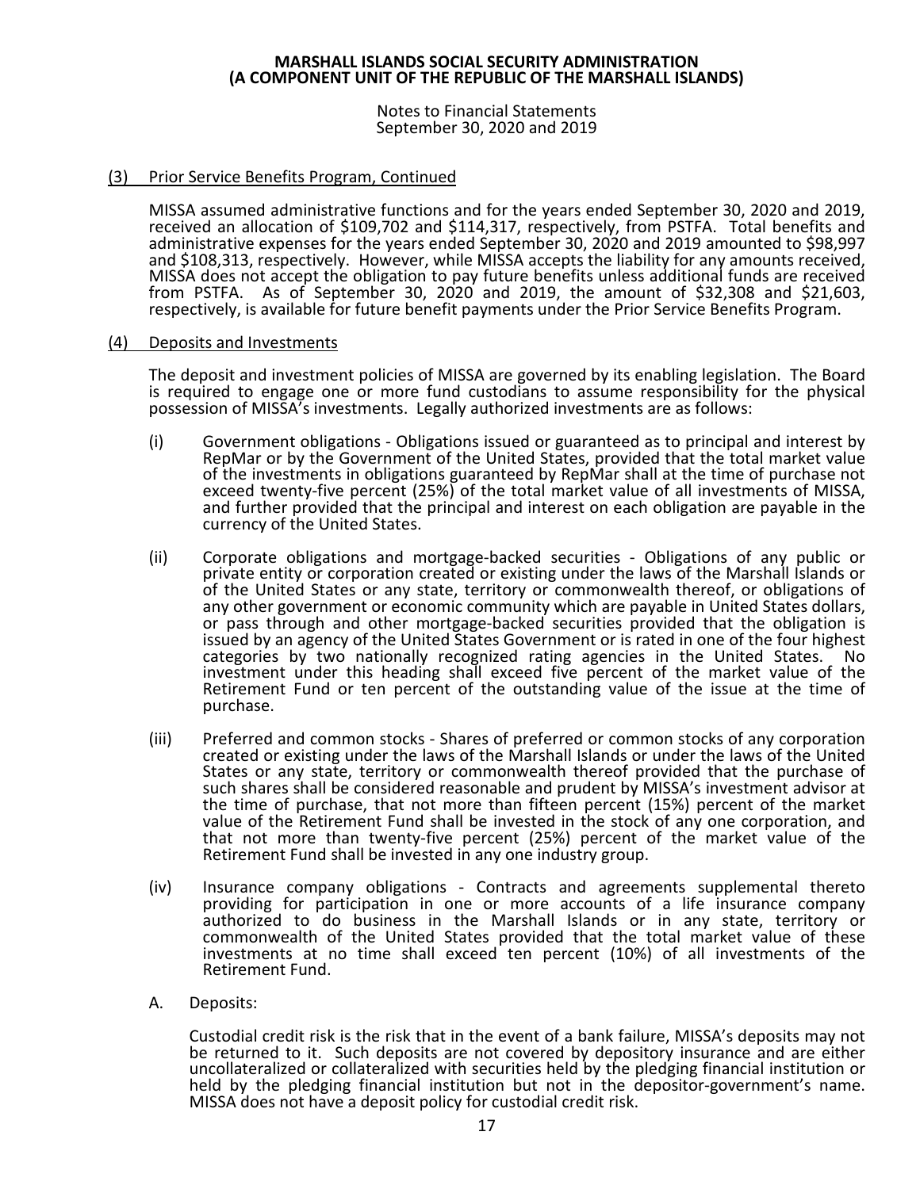## (3) Prior Service Benefits Program, Continued

MISSA assumed administrative functions and for the years ended September 30, 2020 and 2019, received an allocation of $109,702 and $114,317, respectively, from PSTFA. Total benefits and administrative expenses for the years ended September 30, 2020 and 2019 amounted to $98,997 and $108,313, respectively. However, while MISSA accepts the liability for any amounts received, MISSA does not accept the obligation to pay future benefits unless additional funds are received from PSTFA. As of September 30, 2020 and 2019, the amount of $32,308 and $21,603, respectively, is available for future benefit payments under the Prior Service Benefits Program.

## (4) Deposits and Investments

The deposit and investment policies of MISSA are governed by its enabling legislation. The Board is required to engage one or more fund custodians to assume responsibility for the physical possession of MISSA's investments. Legally authorized investments are as follows:

(i) Government obligations - Obligations issued or guaranteed as to principal and interest by RepMar or by the Government of the United States, provided that the total market value of the investments in obligations guaranteed by RepMar shall at the time of purchase not exceed twenty-five percent (25%) of the total market value of all investments of MISSA, and further provided that the principal and interest on each obligation are payable in the currency of the United States.

(ii) Corporate obligations and mortgage-backed securities - Obligations of any public or private entity or corporation created or existing under the laws of the Marshall Islands or of the United States or any state, territory or commonwealth thereof, or obligations of any other government or economic community which are payable in United States dollars, or pass through and other mortgage-backed securities provided that the obligation is issued by an agency of the United States Government or is rated in one of the four highest categories by two nationally recognized rating agencies in the United States. No investment under this heading shall exceed five percent of the market value of the Retirement Fund or ten percent of the outstanding value of the issue at the time of purchase.

(iii) Preferred and common stocks - Shares of preferred or common stocks of any corporation created or existing under the laws of the Marshall Islands or under the laws of the United States or any state, territory or commonwealth thereof provided that the purchase of such shares shall be considered reasonable and prudent by MISSA's investment advisor at the time of purchase, that not more than fifteen percent (15%) percent of the market value of the Retirement Fund shall be invested in the stock of any one corporation, and that not more than twenty-five percent (25%) percent of the market value of the Retirement Fund shall be invested in any one industry group.

(iv) Insurance company obligations - Contracts and agreements supplemental thereto providing for participation in one or more accounts of a life insurance company authorized to do business in the Marshall Islands or in any state, territory or commonwealth of the United States provided that the total market value of these investments at no time shall exceed ten percent (10%) of all investments of the Retirement Fund.

A. Deposits:

Custodial credit risk is the risk that in the event of a bank failure, MISSA's deposits may not be returned to it. Such deposits are not covered by depository insurance and are either uncollateralized or collateralized with securities held by the pledging financial institution or held by the pledging financial institution but not in the depositor-government's name. MISSA does not have a deposit policy for custodial credit risk.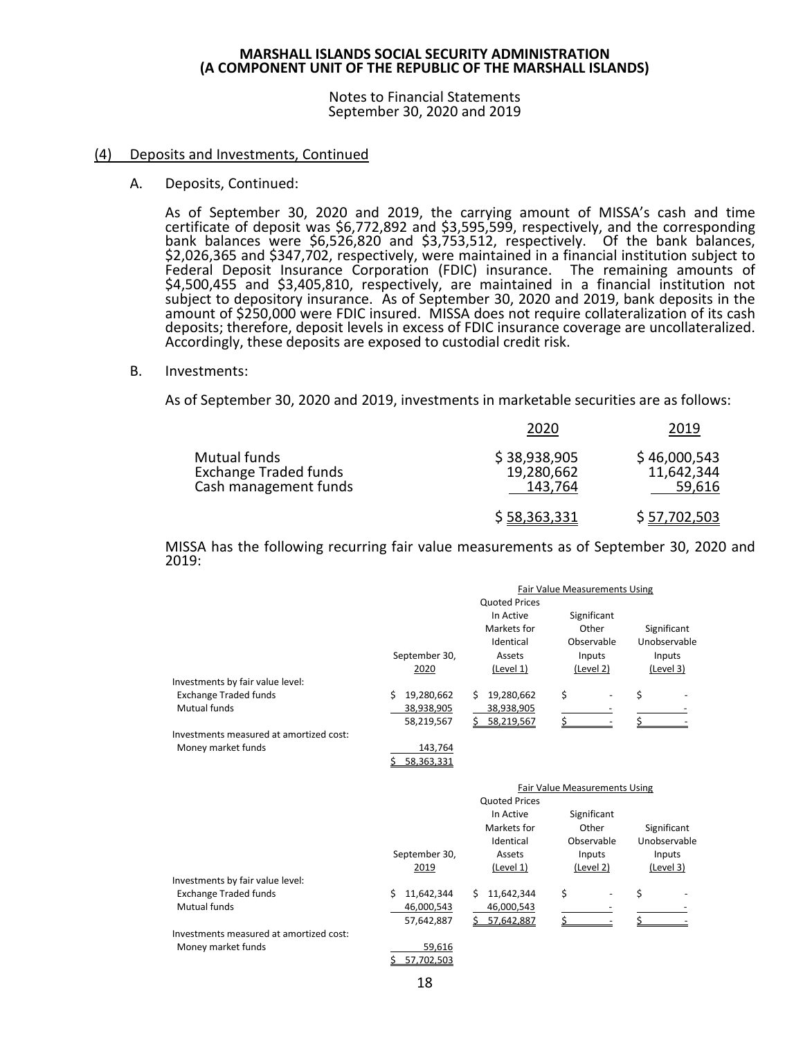**MARSHALL ISLANDS SOCIAL SECURITY ADMINISTRATION**
**(A COMPONENT UNIT OF THE REPUBLIC OF THE MARSHALL ISLANDS)**

Notes to Financial Statements
September 30, 2020 and 2019

## (4) Deposits and Investments, Continued

A. Deposits, Continued:

As of September 30, 2020 and 2019, the carrying amount of MISSA's cash and time certificate of deposit was \$6,772,892 and \$3,595,599, respectively, and the corresponding bank balances were \$6,526,820 and \$3,753,512, respectively. Of the bank balances, \$2,026,365 and \$347,702, respectively, were maintained in a financial institution subject to Federal Deposit Insurance Corporation (FDIC) insurance. The remaining amounts of \$4,500,455 and \$3,405,810, respectively, are maintained in a financial institution not subject to depository insurance. As of September 30, 2020 and 2019, bank deposits in the amount of \$250,000 were FDIC insured. MISSA does not require collateralization of its cash deposits; therefore, deposit levels in excess of FDIC insurance coverage are uncollateralized. Accordingly, these deposits are exposed to custodial credit risk.

B. Investments:

As of September 30, 2020 and 2019, investments in marketable securities are as follows:

| | 2020 | 2019 |
|---|---|---|
| Mutual funds | \$ 38,938,905 | \$ 46,000,543 |
| Exchange Traded funds | 19,280,662 | 11,642,344 |
| Cash management funds | 143,764 | 59,616 |
| | \$ 58,363,331 | \$ 57,702,503 |

MISSA has the following recurring fair value measurements as of September 30, 2020 and 2019:

| | | Fair Value Measurements Using | | |
|---|---|---|---|---|
| | September 30, 2020 | Quoted Prices In Active Markets for Identical Assets (Level 1) | Significant Other Observable Inputs (Level 2) | Significant Unobservable Inputs (Level 3) |
| Investments by fair value level: | | | | |
| Exchange Traded funds | \$ 19,280,662 | \$ 19,280,662 | \$ - | \$ - |
| Mutual funds | 38,938,905 | 38,938,905 | - | - |
| | 58,219,567 | \$ 58,219,567 | \$ - | \$ - |
| Investments measured at amortized cost: | | | | |
| Money market funds | 143,764 | | | |
| | \$ 58,363,331 | | | |

| | | Fair Value Measurements Using | | |
|---|---|---|---|---|
| | September 30, 2019 | Quoted Prices In Active Markets for Identical Assets (Level 1) | Significant Other Observable Inputs (Level 2) | Significant Unobservable Inputs (Level 3) |
| Investments by fair value level: | | | | |
| Exchange Traded funds | \$ 11,642,344 | \$ 11,642,344 | \$ - | \$ - |
| Mutual funds | 46,000,543 | 46,000,543 | - | - |
| | 57,642,887 | \$ 57,642,887 | \$ - | \$ - |
| Investments measured at amortized cost: | | | | |
| Money market funds | 59,616 | | | |
| | \$ 57,702,503 | | | |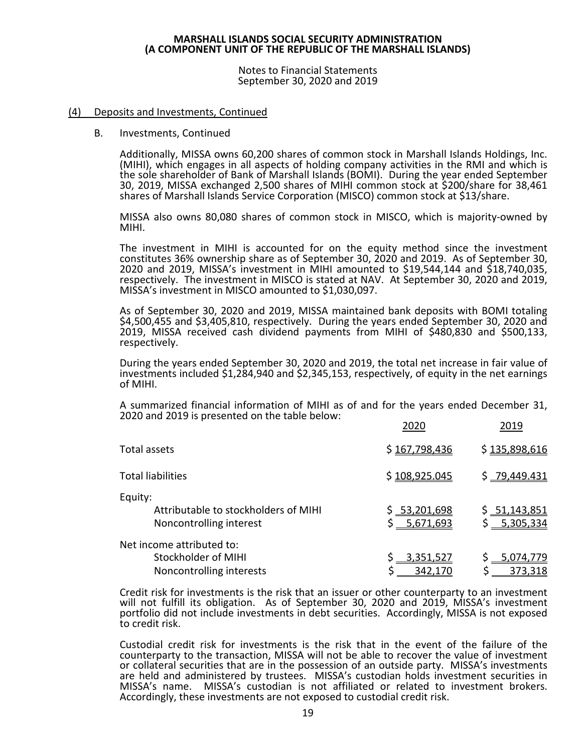#### (4) Deposits and Investments, Continued

B. Investments, Continued

Additionally, MISSA owns 60,200 shares of common stock in Marshall Islands Holdings, Inc. (MIHI), which engages in all aspects of holding company activities in the RMI and which is the sole shareholder of Bank of Marshall Islands (BOMI). During the year ended September 30, 2019, MISSA exchanged 2,500 shares of MIHI common stock at $200/share for 38,461 shares of Marshall Islands Service Corporation (MISCO) common stock at $13/share.

MISSA also owns 80,080 shares of common stock in MISCO, which is majority-owned by MIHI.

The investment in MIHI is accounted for on the equity method since the investment constitutes 36% ownership share as of September 30, 2020 and 2019. As of September 30, 2020 and 2019, MISSA's investment in MIHI amounted to $19,544,144 and $18,740,035, respectively. The investment in MISCO is stated at NAV. At September 30, 2020 and 2019, MISSA's investment in MISCO amounted to $1,030,097.

As of September 30, 2020 and 2019, MISSA maintained bank deposits with BOMI totaling $4,500,455 and $3,405,810, respectively. During the years ended September 30, 2020 and 2019, MISSA received cash dividend payments from MIHI of $480,830 and $500,133, respectively.

During the years ended September 30, 2020 and 2019, the total net increase in fair value of investments included $1,284,940 and $2,345,153, respectively, of equity in the net earnings of MIHI.

A summarized financial information of MIHI as of and for the years ended December 31, 2020 and 2019 is presented on the table below:

| | 2020 | 2019 |
|---|---|---|
| Total assets | $ 167,798,436 | $ 135,898,616 |
| Total liabilities | $ 108,925,045 | $ 79,449,431 |
| Equity: | | |
| Attributable to stockholders of MIHI | $ 53,201,698 | $ 51,143,851 |
| Noncontrolling interest | $ 5,671,693 | $ 5,305,334 |
| Net income attributed to: | | |
| Stockholder of MIHI | $ 3,351,527 | $ 5,074,779 |
| Noncontrolling interests | $ 342,170 | $ 373,318 |

Credit risk for investments is the risk that an issuer or other counterparty to an investment will not fulfill its obligation. As of September 30, 2020 and 2019, MISSA's investment portfolio did not include investments in debt securities. Accordingly, MISSA is not exposed to credit risk.

Custodial credit risk for investments is the risk that in the event of the failure of the counterparty to the transaction, MISSA will not be able to recover the value of investment or collateral securities that are in the possession of an outside party. MISSA's investments are held and administered by trustees. MISSA's custodian holds investment securities in MISSA's name. MISSA's custodian is not affiliated or related to investment brokers. Accordingly, these investments are not exposed to custodial credit risk.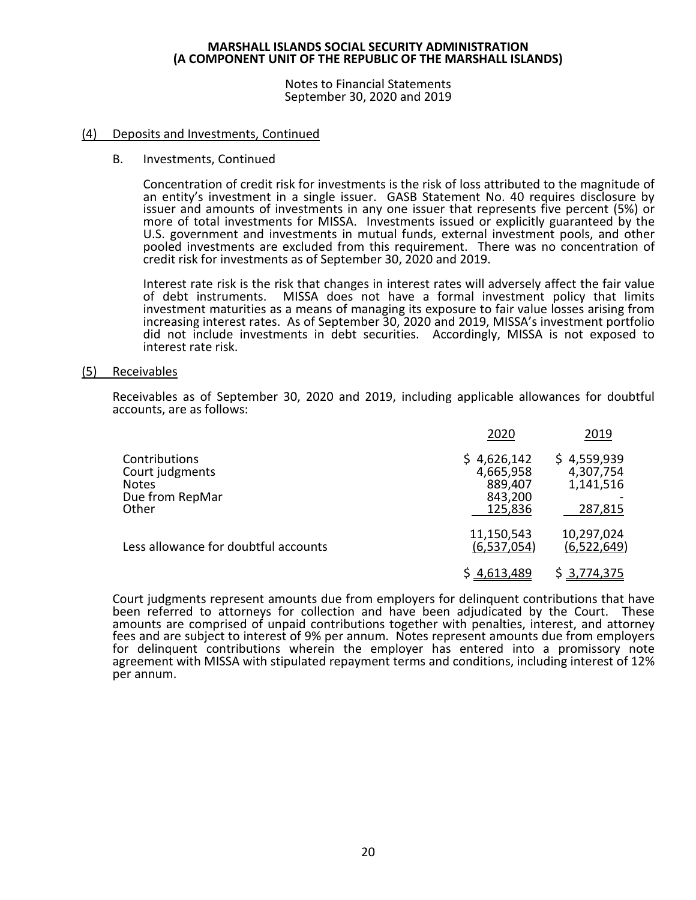## (4) Deposits and Investments, Continued

### B. Investments, Continued

Concentration of credit risk for investments is the risk of loss attributed to the magnitude of an entity's investment in a single issuer. GASB Statement No. 40 requires disclosure by issuer and amounts of investments in any one issuer that represents five percent (5%) or more of total investments for MISSA. Investments issued or explicitly guaranteed by the U.S. government and investments in mutual funds, external investment pools, and other pooled investments are excluded from this requirement. There was no concentration of credit risk for investments as of September 30, 2020 and 2019.

Interest rate risk is the risk that changes in interest rates will adversely affect the fair value of debt instruments. MISSA does not have a formal investment policy that limits investment maturities as a means of managing its exposure to fair value losses arising from increasing interest rates. As of September 30, 2020 and 2019, MISSA's investment portfolio did not include investments in debt securities. Accordingly, MISSA is not exposed to interest rate risk.

## (5) Receivables

Receivables as of September 30, 2020 and 2019, including applicable allowances for doubtful accounts, are as follows:

| | 2020 | 2019 |
|---|---|---|
| Contributions | $ 4,626,142 | $ 4,559,939 |
| Court judgments | 4,665,958 | 4,307,754 |
| Notes | 889,407 | 1,141,516 |
| Due from RepMar | 843,200 | - |
| Other | 125,836 | 287,815 |
| | 11,150,543 | 10,297,024 |
| Less allowance for doubtful accounts | (6,537,054) | (6,522,649) |
| | $ 4,613,489 | $ 3,774,375 |

Court judgments represent amounts due from employers for delinquent contributions that have been referred to attorneys for collection and have been adjudicated by the Court. These amounts are comprised of unpaid contributions together with penalties, interest, and attorney fees and are subject to interest of 9% per annum. Notes represent amounts due from employers for delinquent contributions wherein the employer has entered into a promissory note agreement with MISSA with stipulated repayment terms and conditions, including interest of 12% per annum.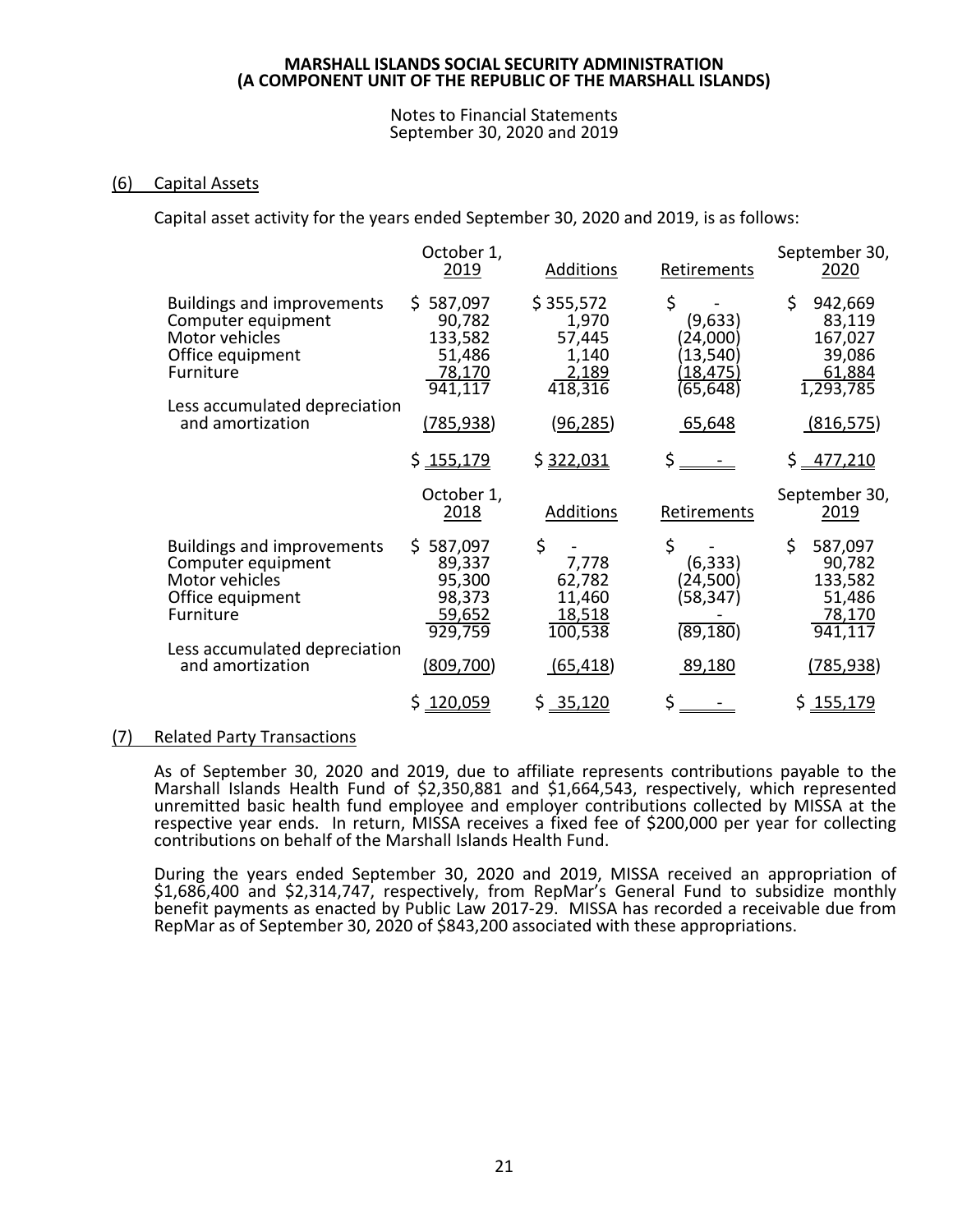**MARSHALL ISLANDS SOCIAL SECURITY ADMINISTRATION**
**(A COMPONENT UNIT OF THE REPUBLIC OF THE MARSHALL ISLANDS)**

Notes to Financial Statements
September 30, 2020 and 2019

## (6) Capital Assets

Capital asset activity for the years ended September 30, 2020 and 2019, is as follows:

| | October 1, 2019 | Additions | Retirements | September 30, 2020 |
|---|---|---|---|---|
| Buildings and improvements | $ 587,097 | $ 355,572 | $ - | $ 942,669 |
| Computer equipment | 90,782 | 1,970 | (9,633) | 83,119 |
| Motor vehicles | 133,582 | 57,445 | (24,000) | 167,027 |
| Office equipment | 51,486 | 1,140 | (13,540) | 39,086 |
| Furniture | 78,170 | 2,189 | (18,475) | 61,884 |
| | 941,117 | 418,316 | (65,648) | 1,293,785 |
| Less accumulated depreciation and amortization | (785,938) | (96,285) | 65,648 | (816,575) |
| | $ 155,179 | $ 322,031 | $ - | $ 477,210 |

| | October 1, 2018 | Additions | Retirements | September 30, 2019 |
|---|---|---|---|---|
| Buildings and improvements | $ 587,097 | $ - | $ - | $ 587,097 |
| Computer equipment | 89,337 | 7,778 | (6,333) | 90,782 |
| Motor vehicles | 95,300 | 62,782 | (24,500) | 133,582 |
| Office equipment | 98,373 | 11,460 | (58,347) | 51,486 |
| Furniture | 59,652 | 18,518 | - | 78,170 |
| | 929,759 | 100,538 | (89,180) | 941,117 |
| Less accumulated depreciation and amortization | (809,700) | (65,418) | 89,180 | (785,938) |
| | $ 120,059 | $ 35,120 | $ - | $ 155,179 |

## (7) Related Party Transactions

As of September 30, 2020 and 2019, due to affiliate represents contributions payable to the Marshall Islands Health Fund of $2,350,881 and $1,664,543, respectively, which represented unremitted basic health fund employee and employer contributions collected by MISSA at the respective year ends. In return, MISSA receives a fixed fee of $200,000 per year for collecting contributions on behalf of the Marshall Islands Health Fund.

During the years ended September 30, 2020 and 2019, MISSA received an appropriation of $1,686,400 and $2,314,747, respectively, from RepMar's General Fund to subsidize monthly benefit payments as enacted by Public Law 2017-29. MISSA has recorded a receivable due from RepMar as of September 30, 2020 of $843,200 associated with these appropriations.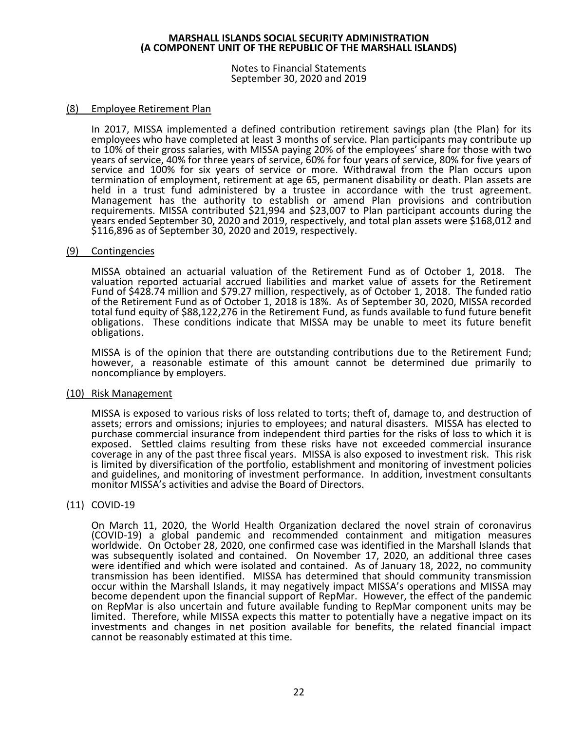## (8) Employee Retirement Plan

In 2017, MISSA implemented a defined contribution retirement savings plan (the Plan) for its employees who have completed at least 3 months of service. Plan participants may contribute up to 10% of their gross salaries, with MISSA paying 20% of the employees' share for those with two years of service, 40% for three years of service, 60% for four years of service, 80% for five years of service and 100% for six years of service or more. Withdrawal from the Plan occurs upon termination of employment, retirement at age 65, permanent disability or death. Plan assets are held in a trust fund administered by a trustee in accordance with the trust agreement. Management has the authority to establish or amend Plan provisions and contribution requirements. MISSA contributed $21,994 and $23,007 to Plan participant accounts during the years ended September 30, 2020 and 2019, respectively, and total plan assets were $168,012 and $116,896 as of September 30, 2020 and 2019, respectively.

## (9) Contingencies

MISSA obtained an actuarial valuation of the Retirement Fund as of October 1, 2018. The valuation reported actuarial accrued liabilities and market value of assets for the Retirement Fund of $428.74 million and $79.27 million, respectively, as of October 1, 2018. The funded ratio of the Retirement Fund as of October 1, 2018 is 18%. As of September 30, 2020, MISSA recorded total fund equity of $88,122,276 in the Retirement Fund, as funds available to fund future benefit obligations. These conditions indicate that MISSA may be unable to meet its future benefit obligations.

MISSA is of the opinion that there are outstanding contributions due to the Retirement Fund; however, a reasonable estimate of this amount cannot be determined due primarily to noncompliance by employers.

## (10) Risk Management

MISSA is exposed to various risks of loss related to torts; theft of, damage to, and destruction of assets; errors and omissions; injuries to employees; and natural disasters. MISSA has elected to purchase commercial insurance from independent third parties for the risks of loss to which it is exposed. Settled claims resulting from these risks have not exceeded commercial insurance coverage in any of the past three fiscal years. MISSA is also exposed to investment risk. This risk is limited by diversification of the portfolio, establishment and monitoring of investment policies and guidelines, and monitoring of investment performance. In addition, investment consultants monitor MISSA's activities and advise the Board of Directors.

## (11) COVID-19

On March 11, 2020, the World Health Organization declared the novel strain of coronavirus (COVID-19) a global pandemic and recommended containment and mitigation measures worldwide. On October 28, 2020, one confirmed case was identified in the Marshall Islands that was subsequently isolated and contained. On November 17, 2020, an additional three cases were identified and which were isolated and contained. As of January 18, 2022, no community transmission has been identified. MISSA has determined that should community transmission occur within the Marshall Islands, it may negatively impact MISSA's operations and MISSA may become dependent upon the financial support of RepMar. However, the effect of the pandemic on RepMar is also uncertain and future available funding to RepMar component units may be limited. Therefore, while MISSA expects this matter to potentially have a negative impact on its investments and changes in net position available for benefits, the related financial impact cannot be reasonably estimated at this time.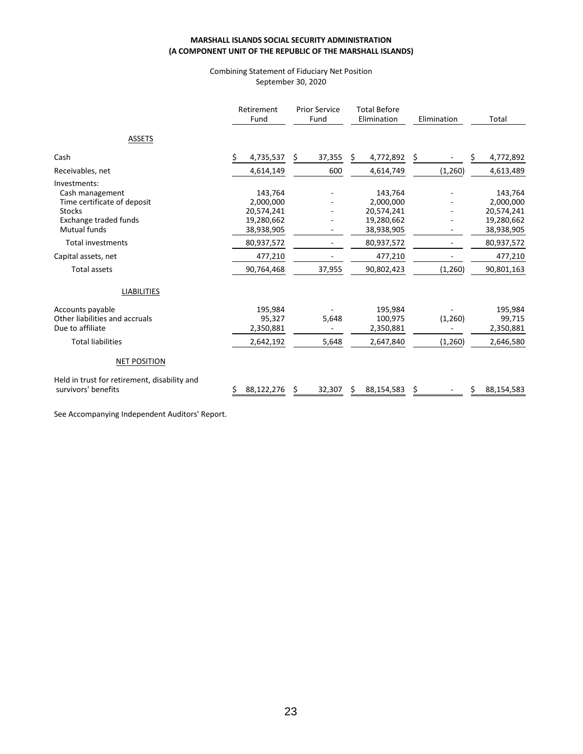**MARSHALL ISLANDS SOCIAL SECURITY ADMINISTRATION**
**(A COMPONENT UNIT OF THE REPUBLIC OF THE MARSHALL ISLANDS)**

Combining Statement of Fiduciary Net Position
September 30, 2020

| | Retirement Fund | Prior Service Fund | Total Before Elimination | Elimination | Total |
|---|---|---|---|---|---|
| ASSETS | | | | | |
| Cash | $ 4,735,537 | $ 37,355 | $ 4,772,892 | $ - | $ 4,772,892 |
| Receivables, net | 4,614,149 | 600 | 4,614,749 | (1,260) | 4,613,489 |
| Investments: | | | | | |
| Cash management | 143,764 | - | 143,764 | - | 143,764 |
| Time certificate of deposit | 2,000,000 | - | 2,000,000 | - | 2,000,000 |
| Stocks | 20,574,241 | - | 20,574,241 | - | 20,574,241 |
| Exchange traded funds | 19,280,662 | - | 19,280,662 | - | 19,280,662 |
| Mutual funds | 38,938,905 | - | 38,938,905 | - | 38,938,905 |
| Total investments | 80,937,572 | - | 80,937,572 | - | 80,937,572 |
| Capital assets, net | 477,210 | - | 477,210 | - | 477,210 |
| Total assets | 90,764,468 | 37,955 | 90,802,423 | (1,260) | 90,801,163 |
| LIABILITIES | | | | | |
| Accounts payable | 195,984 | - | 195,984 | - | 195,984 |
| Other liabilities and accruals | 95,327 | 5,648 | 100,975 | (1,260) | 99,715 |
| Due to affiliate | 2,350,881 | - | 2,350,881 | - | 2,350,881 |
| Total liabilities | 2,642,192 | 5,648 | 2,647,840 | (1,260) | 2,646,580 |
| NET POSITION | | | | | |
| Held in trust for retirement, disability and survivors' benefits | $ 88,122,276 | $ 32,307 | $ 88,154,583 | $ - | $ 88,154,583 |

See Accompanying Independent Auditors' Report.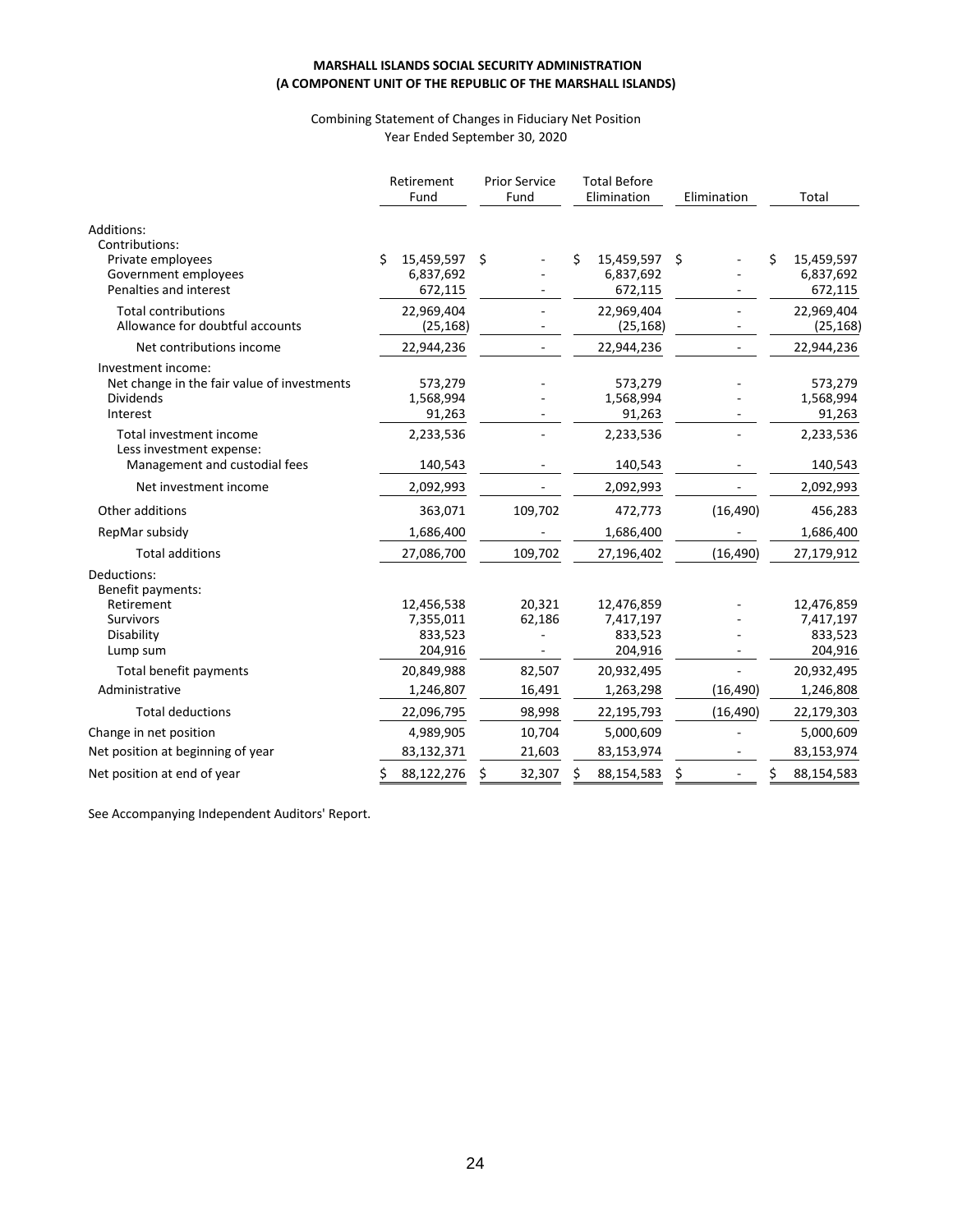**MARSHALL ISLANDS SOCIAL SECURITY ADMINISTRATION**
**(A COMPONENT UNIT OF THE REPUBLIC OF THE MARSHALL ISLANDS)**

Combining Statement of Changes in Fiduciary Net Position
Year Ended September 30, 2020

| | Retirement Fund | Prior Service Fund | Total Before Elimination | Elimination | Total |
|---|---|---|---|---|---|
| Additions: | | | | | |
| Contributions: | | | | | |
| Private employees | $ 15,459,597 | $ - | $ 15,459,597 | $ - | $ 15,459,597 |
| Government employees | 6,837,692 | - | 6,837,692 | - | 6,837,692 |
| Penalties and interest | 672,115 | - | 672,115 | - | 672,115 |
| Total contributions | 22,969,404 | - | 22,969,404 | - | 22,969,404 |
| Allowance for doubtful accounts | (25,168) | - | (25,168) | - | (25,168) |
| Net contributions income | 22,944,236 | - | 22,944,236 | - | 22,944,236 |
| Investment income: | | | | | |
| Net change in the fair value of investments | 573,279 | - | 573,279 | - | 573,279 |
| Dividends | 1,568,994 | - | 1,568,994 | - | 1,568,994 |
| Interest | 91,263 | - | 91,263 | - | 91,263 |
| Total investment income | 2,233,536 | - | 2,233,536 | - | 2,233,536 |
| Less investment expense: | | | | | |
| Management and custodial fees | 140,543 | - | 140,543 | - | 140,543 |
| Net investment income | 2,092,993 | - | 2,092,993 | - | 2,092,993 |
| Other additions | 363,071 | 109,702 | 472,773 | (16,490) | 456,283 |
| RepMar subsidy | 1,686,400 | - | 1,686,400 | - | 1,686,400 |
| Total additions | 27,086,700 | 109,702 | 27,196,402 | (16,490) | 27,179,912 |
| Deductions: | | | | | |
| Benefit payments: | | | | | |
| Retirement | 12,456,538 | 20,321 | 12,476,859 | - | 12,476,859 |
| Survivors | 7,355,011 | 62,186 | 7,417,197 | - | 7,417,197 |
| Disability | 833,523 | - | 833,523 | - | 833,523 |
| Lump sum | 204,916 | - | 204,916 | - | 204,916 |
| Total benefit payments | 20,849,988 | 82,507 | 20,932,495 | - | 20,932,495 |
| Administrative | 1,246,807 | 16,491 | 1,263,298 | (16,490) | 1,246,808 |
| Total deductions | 22,096,795 | 98,998 | 22,195,793 | (16,490) | 22,179,303 |
| Change in net position | 4,989,905 | 10,704 | 5,000,609 | - | 5,000,609 |
| Net position at beginning of year | 83,132,371 | 21,603 | 83,153,974 | - | 83,153,974 |
| Net position at end of year | $ 88,122,276 | $ 32,307 | $ 88,154,583 | $ - | $ 88,154,583 |

See Accompanying Independent Auditors' Report.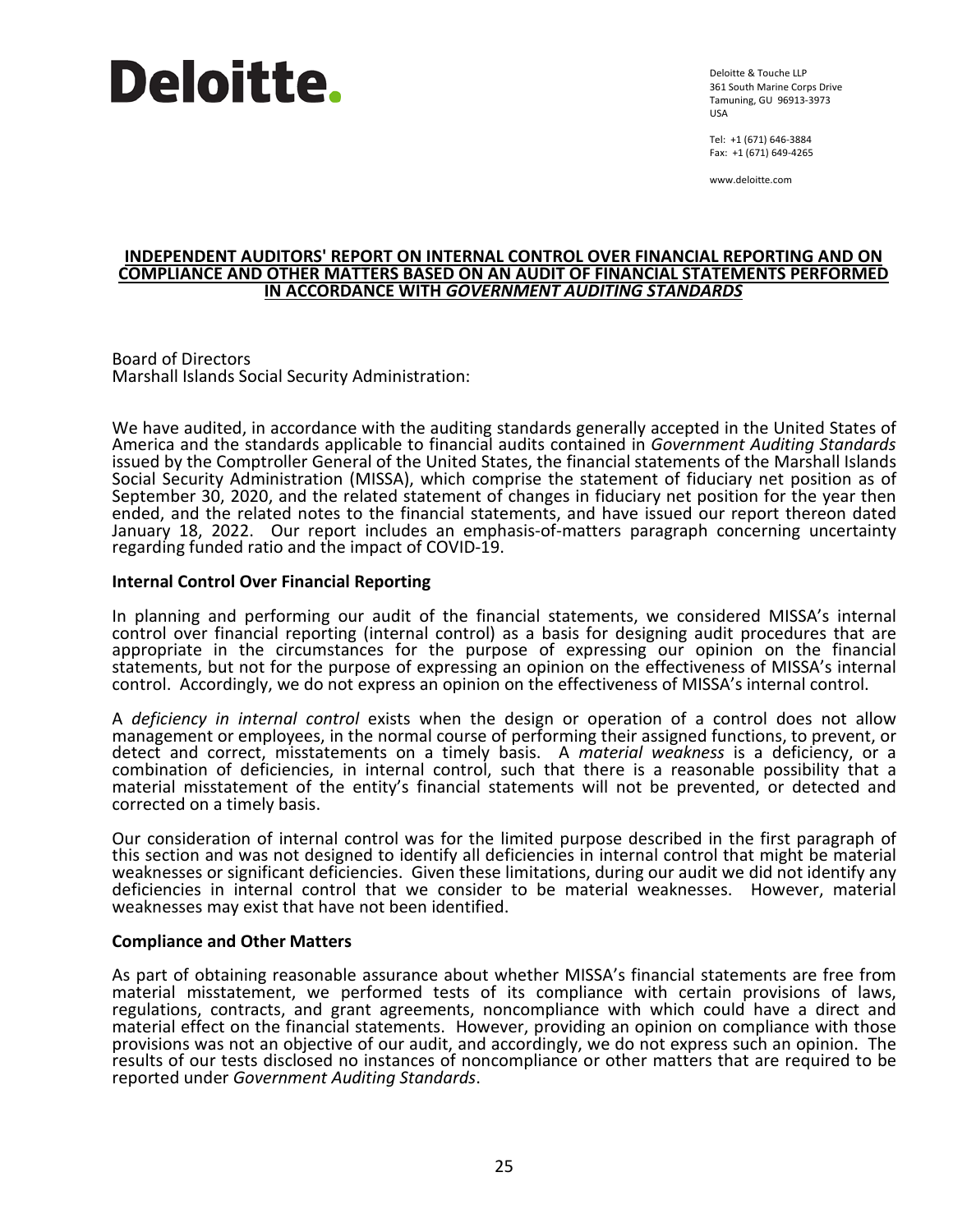Deloitte.

Deloitte & Touche LLP
361 South Marine Corps Drive
Tamuning, GU 96913-3973
USA

Tel: +1 (671) 646-3884
Fax: +1 (671) 649-4265

www.deloitte.com

# INDEPENDENT AUDITORS' REPORT ON INTERNAL CONTROL OVER FINANCIAL REPORTING AND ON COMPLIANCE AND OTHER MATTERS BASED ON AN AUDIT OF FINANCIAL STATEMENTS PERFORMED IN ACCORDANCE WITH *GOVERNMENT AUDITING STANDARDS*

Board of Directors
Marshall Islands Social Security Administration:

We have audited, in accordance with the auditing standards generally accepted in the United States of America and the standards applicable to financial audits contained in *Government Auditing Standards* issued by the Comptroller General of the United States, the financial statements of the Marshall Islands Social Security Administration (MISSA), which comprise the statement of fiduciary net position as of September 30, 2020, and the related statement of changes in fiduciary net position for the year then ended, and the related notes to the financial statements, and have issued our report thereon dated January 18, 2022. Our report includes an emphasis-of-matters paragraph concerning uncertainty regarding funded ratio and the impact of COVID-19.

## Internal Control Over Financial Reporting

In planning and performing our audit of the financial statements, we considered MISSA's internal control over financial reporting (internal control) as a basis for designing audit procedures that are appropriate in the circumstances for the purpose of expressing our opinion on the financial statements, but not for the purpose of expressing an opinion on the effectiveness of MISSA's internal control. Accordingly, we do not express an opinion on the effectiveness of MISSA's internal control.

A *deficiency in internal control* exists when the design or operation of a control does not allow management or employees, in the normal course of performing their assigned functions, to prevent, or detect and correct, misstatements on a timely basis. A *material weakness* is a deficiency, or a combination of deficiencies, in internal control, such that there is a reasonable possibility that a material misstatement of the entity's financial statements will not be prevented, or detected and corrected on a timely basis.

Our consideration of internal control was for the limited purpose described in the first paragraph of this section and was not designed to identify all deficiencies in internal control that might be material weaknesses or significant deficiencies. Given these limitations, during our audit we did not identify any deficiencies in internal control that we consider to be material weaknesses. However, material weaknesses may exist that have not been identified.

## Compliance and Other Matters

As part of obtaining reasonable assurance about whether MISSA's financial statements are free from material misstatement, we performed tests of its compliance with certain provisions of laws, regulations, contracts, and grant agreements, noncompliance with which could have a direct and material effect on the financial statements. However, providing an opinion on compliance with those provisions was not an objective of our audit, and accordingly, we do not express such an opinion. The results of our tests disclosed no instances of noncompliance or other matters that are required to be reported under *Government Auditing Standards*.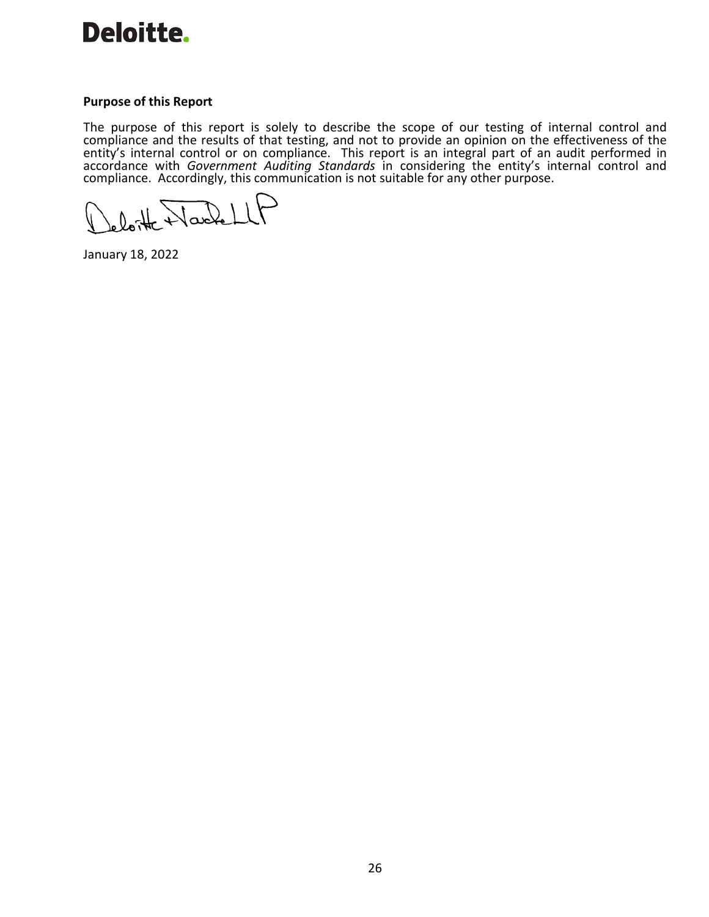Deloitte.

**Purpose of this Report**

The purpose of this report is solely to describe the scope of our testing of internal control and compliance and the results of that testing, and not to provide an opinion on the effectiveness of the entity's internal control or on compliance. This report is an integral part of an audit performed in accordance with *Government Auditing Standards* in considering the entity's internal control and compliance. Accordingly, this communication is not suitable for any other purpose.

Deloitte & Touche LLP

January 18, 2022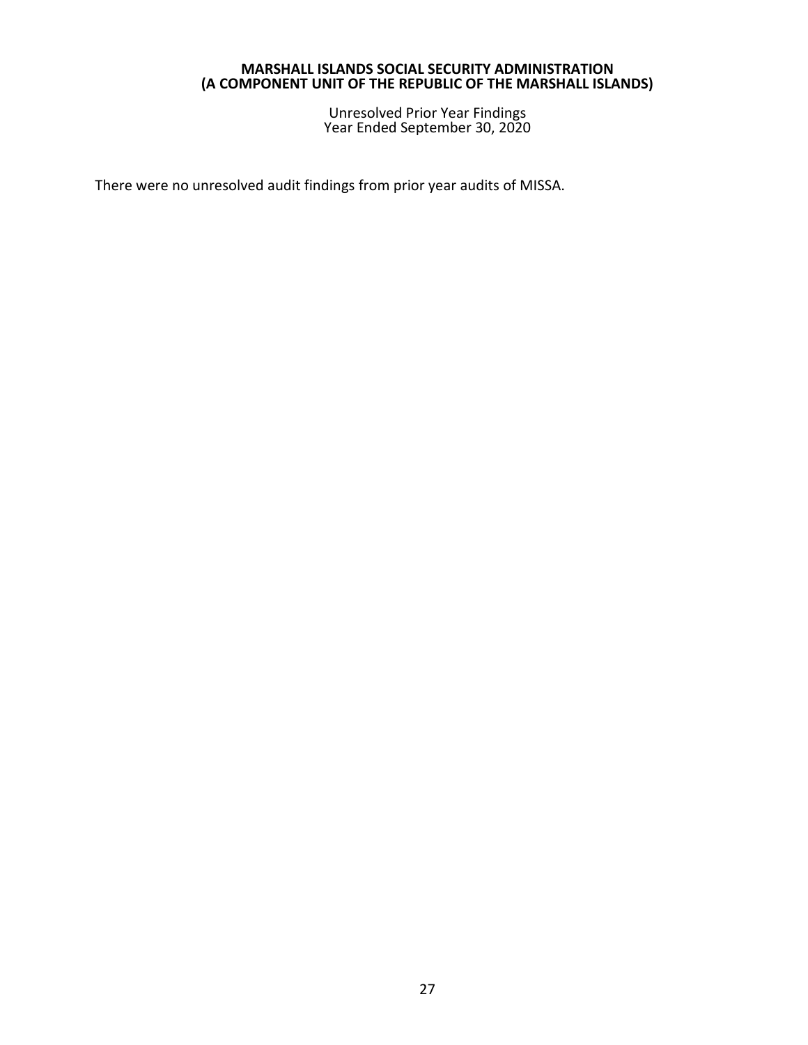**MARSHALL ISLANDS SOCIAL SECURITY ADMINISTRATION**
**(A COMPONENT UNIT OF THE REPUBLIC OF THE MARSHALL ISLANDS)**

Unresolved Prior Year Findings
Year Ended September 30, 2020

There were no unresolved audit findings from prior year audits of MISSA.